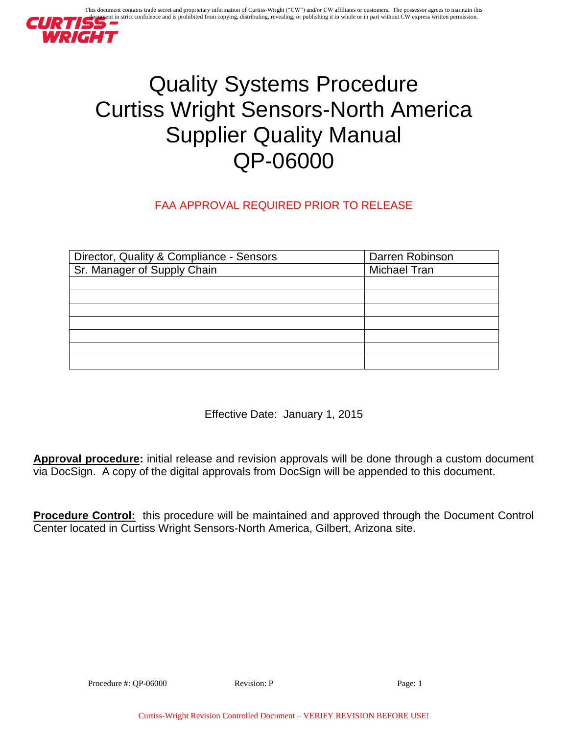This document contains trade secret and proprietary information of Curtiss-Wright ("CW") and/or CW affiliates or customers. The possessor agrees to maintain this document in strict confidence and is prohibited from copying, distributing, revealing, or publishing it in whole or in part without CW express written permission.

# Quality Systems Procedure
# Curtiss Wright Sensors-North America
# Supplier Quality Manual
# QP-06000

FAA APPROVAL REQUIRED PRIOR TO RELEASE

| | |
|---|---|
| Director, Quality & Compliance - Sensors | Darren Robinson |
| Sr. Manager of Supply Chain | Michael Tran |
| | |
| | |
| | |
| | |
| | |
| | |
| | |

Effective Date: January 1, 2015

**Approval procedure:** initial release and revision approvals will be done through a custom document via DocSign. A copy of the digital approvals from DocSign will be appended to this document.

**Procedure Control:** this procedure will be maintained and approved through the Document Control Center located in Curtiss Wright Sensors-North America, Gilbert, Arizona site.

Procedure #: QP-06000 Revision: P

Curtiss-Wright Revision Controlled Document – VERIFY REVISION BEFORE USE!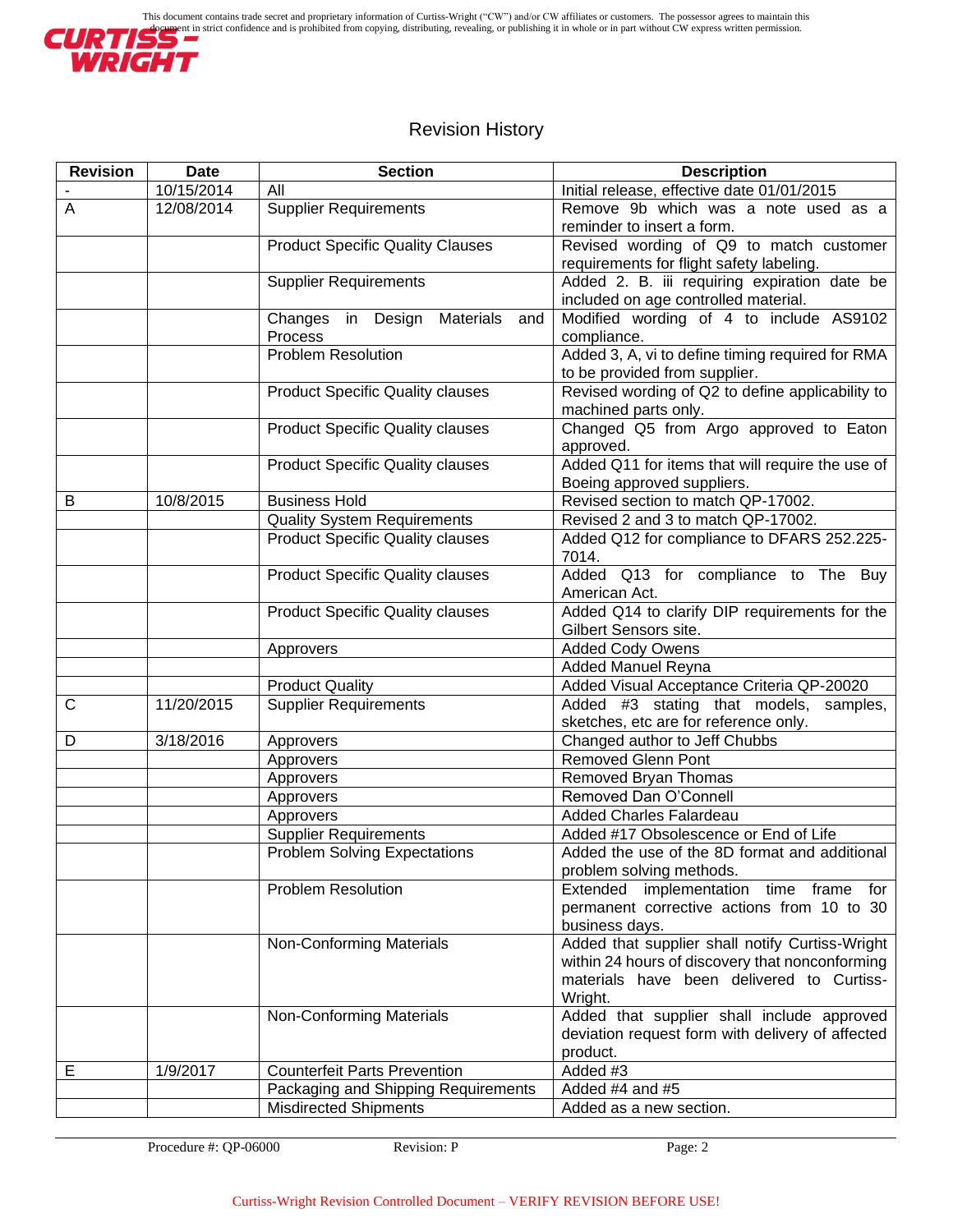# Revision History

| Revision | Date | Section | Description |
|---|---|---|---|
| - | 10/15/2014 | All | Initial release, effective date 01/01/2015 |
| A | 12/08/2014 | Supplier Requirements | Remove 9b which was a note used as a reminder to insert a form. |
| | | Product Specific Quality Clauses | Revised wording of Q9 to match customer requirements for flight safety labeling. |
| | | Supplier Requirements | Added 2. B. iii requiring expiration date be included on age controlled material. |
| | | Changes in Design Materials and Process | Modified wording of 4 to include AS9102 compliance. |
| | | Problem Resolution | Added 3, A, vi to define timing required for RMA to be provided from supplier. |
| | | Product Specific Quality clauses | Revised wording of Q2 to define applicability to machined parts only. |
| | | Product Specific Quality clauses | Changed Q5 from Argo approved to Eaton approved. |
| | | Product Specific Quality clauses | Added Q11 for items that will require the use of Boeing approved suppliers. |
| B | 10/8/2015 | Business Hold | Revised section to match QP-17002. |
| | | Quality System Requirements | Revised 2 and 3 to match QP-17002. |
| | | Product Specific Quality clauses | Added Q12 for compliance to DFARS 252.225-7014. |
| | | Product Specific Quality clauses | Added Q13 for compliance to The Buy American Act. |
| | | Product Specific Quality clauses | Added Q14 to clarify DIP requirements for the Gilbert Sensors site. |
| | | Approvers | Added Cody Owens |
| | | | Added Manuel Reyna |
| | | Product Quality | Added Visual Acceptance Criteria QP-20020 |
| C | 11/20/2015 | Supplier Requirements | Added #3 stating that models, samples, sketches, etc are for reference only. |
| D | 3/18/2016 | Approvers | Changed author to Jeff Chubbs |
| | | Approvers | Removed Glenn Pont |
| | | Approvers | Removed Bryan Thomas |
| | | Approvers | Removed Dan O'Connell |
| | | Approvers | Added Charles Falardeau |
| | | Supplier Requirements | Added #17 Obsolescence or End of Life |
| | | Problem Solving Expectations | Added the use of the 8D format and additional problem solving methods. |
| | | Problem Resolution | Extended implementation time frame for permanent corrective actions from 10 to 30 business days. |
| | | Non-Conforming Materials | Added that supplier shall notify Curtiss-Wright within 24 hours of discovery that nonconforming materials have been delivered to Curtiss-Wright. |
| | | Non-Conforming Materials | Added that supplier shall include approved deviation request form with delivery of affected product. |
| E | 1/9/2017 | Counterfeit Parts Prevention | Added #3 |
| | | Packaging and Shipping Requirements | Added #4 and #5 |
| | | Misdirected Shipments | Added as a new section. |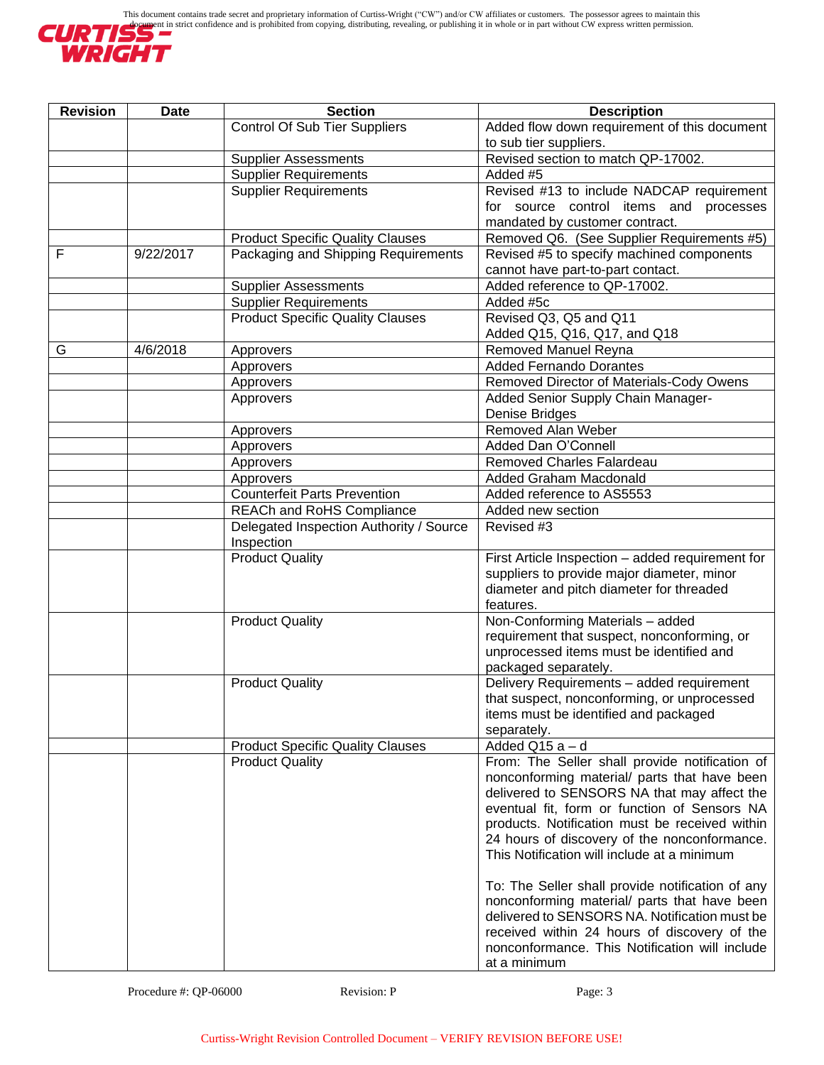| Revision | Date | Section | Description |
|---|---|---|---|
| | | Control Of Sub Tier Suppliers | Added flow down requirement of this document to sub tier suppliers. |
| | | Supplier Assessments | Revised section to match QP-17002. |
| | | Supplier Requirements | Added #5 |
| | | Supplier Requirements | Revised #13 to include NADCAP requirement for source control items and processes mandated by customer contract. |
| | | Product Specific Quality Clauses | Removed Q6. (See Supplier Requirements #5) |
| F | 9/22/2017 | Packaging and Shipping Requirements | Revised #5 to specify machined components cannot have part-to-part contact. |
| | | Supplier Assessments | Added reference to QP-17002. |
| | | Supplier Requirements | Added #5c |
| | | Product Specific Quality Clauses | Revised Q3, Q5 and Q11<br>Added Q15, Q16, Q17, and Q18 |
| G | 4/6/2018 | Approvers | Removed Manuel Reyna |
| | | Approvers | Added Fernando Dorantes |
| | | Approvers | Removed Director of Materials-Cody Owens |
| | | Approvers | Added Senior Supply Chain Manager-Denise Bridges |
| | | Approvers | Removed Alan Weber |
| | | Approvers | Added Dan O'Connell |
| | | Approvers | Removed Charles Falardeau |
| | | Approvers | Added Graham Macdonald |
| | | Counterfeit Parts Prevention | Added reference to AS5553 |
| | | REACh and RoHS Compliance | Added new section |
| | | Delegated Inspection Authority / Source Inspection | Revised #3 |
| | | Product Quality | First Article Inspection – added requirement for suppliers to provide major diameter, minor diameter and pitch diameter for threaded features. |
| | | Product Quality | Non-Conforming Materials – added requirement that suspect, nonconforming, or unprocessed items must be identified and packaged separately. |
| | | Product Quality | Delivery Requirements – added requirement that suspect, nonconforming, or unprocessed items must be identified and packaged separately. |
| | | Product Specific Quality Clauses | Added Q15 a – d |
| | | Product Quality | From: The Seller shall provide notification of nonconforming material/ parts that have been delivered to SENSORS NA that may affect the eventual fit, form or function of Sensors NA products. Notification must be received within 24 hours of discovery of the nonconformance. This Notification will include at a minimum<br><br>To: The Seller shall provide notification of any nonconforming material/ parts that have been delivered to SENSORS NA. Notification must be received within 24 hours of discovery of the nonconformance. This Notification will include at a minimum |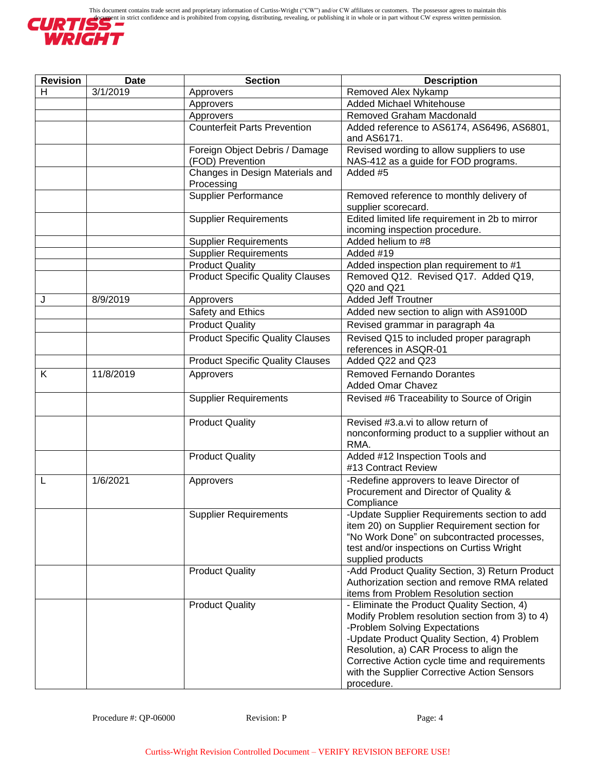| Revision | Date | Section | Description |
|---|---|---|---|
| H | 3/1/2019 | Approvers | Removed Alex Nykamp |
| | | Approvers | Added Michael Whitehouse |
| | | Approvers | Removed Graham Macdonald |
| | | Counterfeit Parts Prevention | Added reference to AS6174, AS6496, AS6801, and AS6171. |
| | | Foreign Object Debris / Damage (FOD) Prevention | Revised wording to allow suppliers to use NAS-412 as a guide for FOD programs. |
| | | Changes in Design Materials and Processing | Added #5 |
| | | Supplier Performance | Removed reference to monthly delivery of supplier scorecard. |
| | | Supplier Requirements | Edited limited life requirement in 2b to mirror incoming inspection procedure. |
| | | Supplier Requirements | Added helium to #8 |
| | | Supplier Requirements | Added #19 |
| | | Product Quality | Added inspection plan requirement to #1 |
| | | Product Specific Quality Clauses | Removed Q12. Revised Q17. Added Q19, Q20 and Q21 |
| J | 8/9/2019 | Approvers | Added Jeff Troutner |
| | | Safety and Ethics | Added new section to align with AS9100D |
| | | Product Quality | Revised grammar in paragraph 4a |
| | | Product Specific Quality Clauses | Revised Q15 to included proper paragraph references in ASQR-01 |
| | | Product Specific Quality Clauses | Added Q22 and Q23 |
| K | 11/8/2019 | Approvers | Removed Fernando Dorantes<br>Added Omar Chavez |
| | | Supplier Requirements | Revised #6 Traceability to Source of Origin |
| | | Product Quality | Revised #3.a.vi to allow return of nonconforming product to a supplier without an RMA. |
| | | Product Quality | Added #12 Inspection Tools and<br>#13 Contract Review |
| L | 1/6/2021 | Approvers | -Redefine approvers to leave Director of Procurement and Director of Quality & Compliance |
| | | Supplier Requirements | -Update Supplier Requirements section to add item 20) on Supplier Requirement section for "No Work Done" on subcontracted processes, test and/or inspections on Curtiss Wright supplied products |
| | | Product Quality | -Add Product Quality Section, 3) Return Product Authorization section and remove RMA related items from Problem Resolution section |
| | | Product Quality | - Eliminate the Product Quality Section, 4) Modify Problem resolution section from 3) to 4)<br>-Problem Solving Expectations<br>-Update Product Quality Section, 4) Problem Resolution, a) CAR Process to align the Corrective Action cycle time and requirements with the Supplier Corrective Action Sensors procedure. |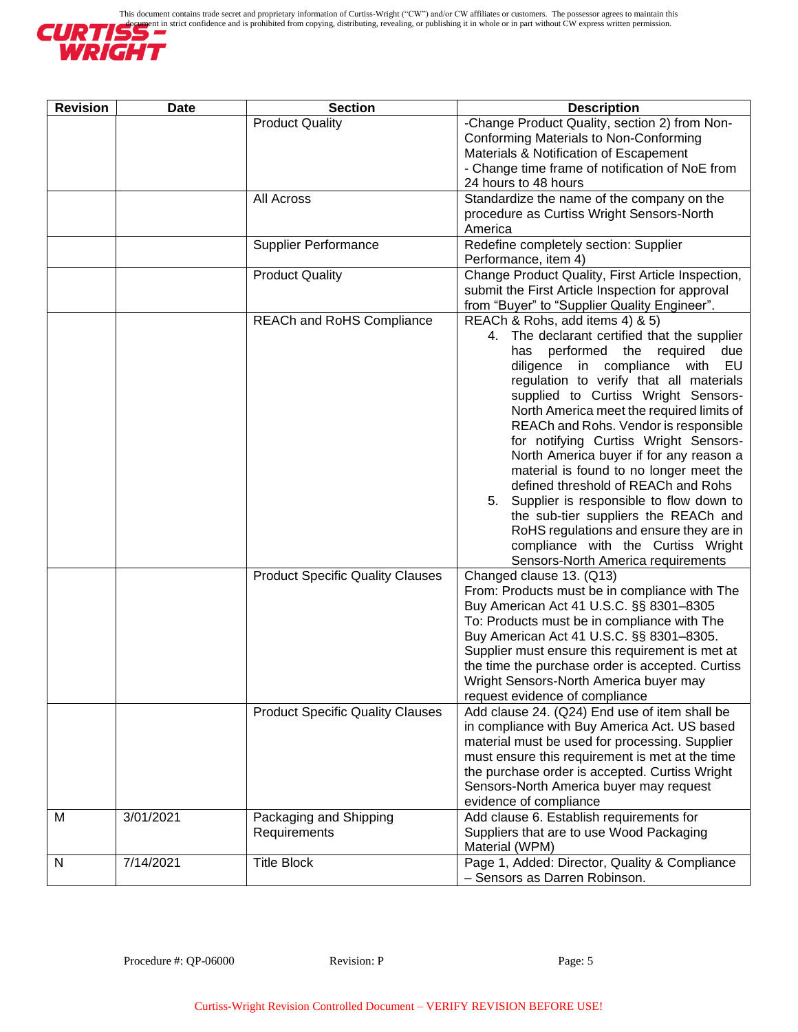This document contains trade secret and proprietary information of Curtiss-Wright ("CW") and/or CW affiliates or customers. The possessor agrees to maintain this document in strict confidence and is prohibited from copying, distributing, revealing, or publishing it in whole or in part without CW express written permission.

| Revision | Date | Section | Description |
|---|---|---|---|
| | | Product Quality | -Change Product Quality, section 2) from Non-Conforming Materials to Non-Conforming Materials & Notification of Escapement<br>- Change time frame of notification of NoE from 24 hours to 48 hours |
| | | All Across | Standardize the name of the company on the procedure as Curtiss Wright Sensors-North America |
| | | Supplier Performance | Redefine completely section: Supplier Performance, item 4) |
| | | Product Quality | Change Product Quality, First Article Inspection, submit the First Article Inspection for approval from "Buyer" to "Supplier Quality Engineer". |
| | | REACh and RoHS Compliance | REACh & Rohs, add items 4) & 5)<br>4. The declarant certified that the supplier has performed the required due diligence in compliance with EU regulation to verify that all materials supplied to Curtiss Wright Sensors-North America meet the required limits of REACh and Rohs. Vendor is responsible for notifying Curtiss Wright Sensors-North America buyer if for any reason a material is found to no longer meet the defined threshold of REACh and Rohs<br>5. Supplier is responsible to flow down to the sub-tier suppliers the REACh and RoHS regulations and ensure they are in compliance with the Curtiss Wright Sensors-North America requirements |
| | | Product Specific Quality Clauses | Changed clause 13. (Q13)<br>From: Products must be in compliance with The Buy American Act 41 U.S.C. §§ 8301–8305<br>To: Products must be in compliance with The Buy American Act 41 U.S.C. §§ 8301–8305. Supplier must ensure this requirement is met at the time the purchase order is accepted. Curtiss Wright Sensors-North America buyer may request evidence of compliance |
| | | Product Specific Quality Clauses | Add clause 24. (Q24) End use of item shall be in compliance with Buy America Act. US based material must be used for processing. Supplier must ensure this requirement is met at the time the purchase order is accepted. Curtiss Wright Sensors-North America buyer may request evidence of compliance |
| M | 3/01/2021 | Packaging and Shipping Requirements | Add clause 6. Establish requirements for Suppliers that are to use Wood Packaging Material (WPM) |
| N | 7/14/2021 | Title Block | Page 1, Added: Director, Quality & Compliance – Sensors as Darren Robinson. |

Procedure #: QP-06000 Revision: P

Curtiss-Wright Revision Controlled Document – VERIFY REVISION BEFORE USE!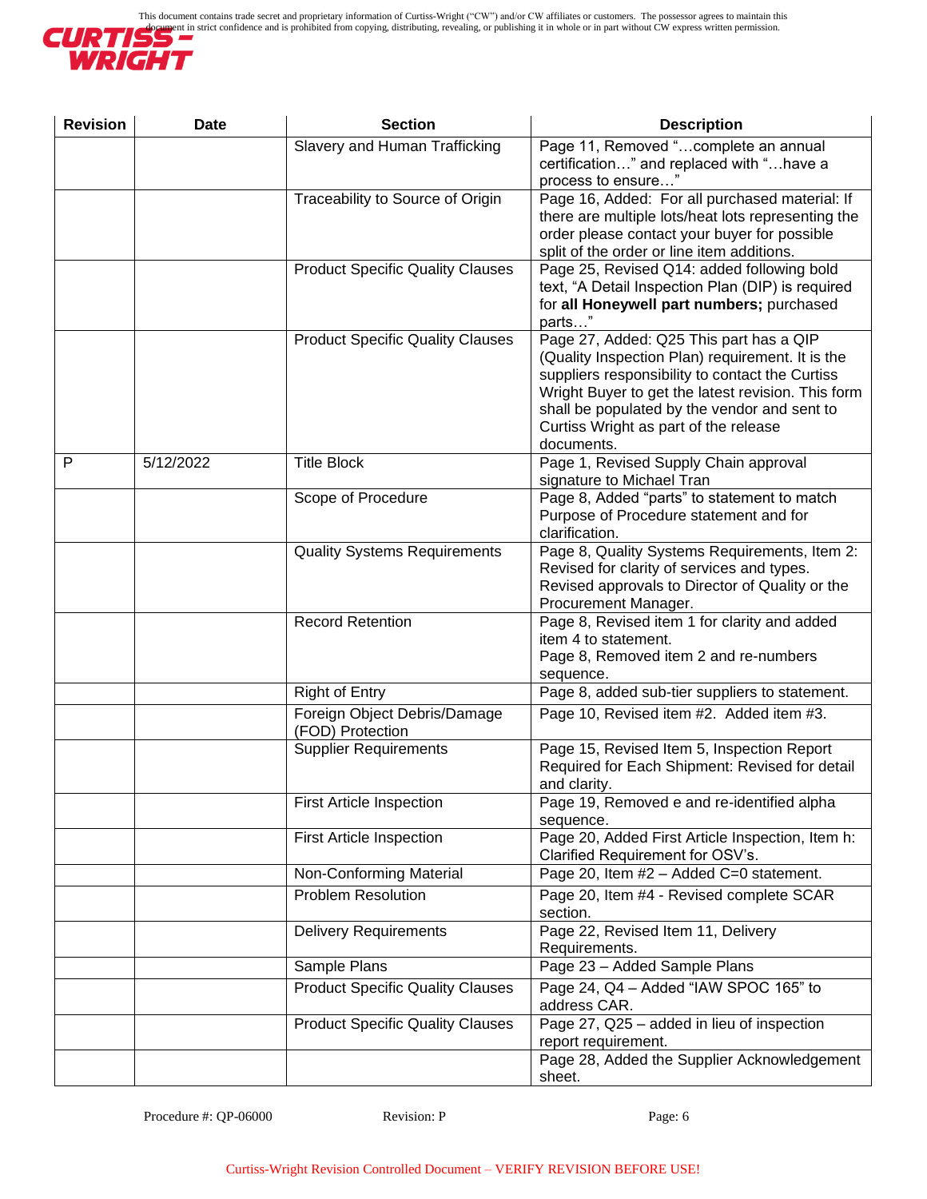| Revision | Date | Section | Description |
|---|---|---|---|
| | | Slavery and Human Trafficking | Page 11, Removed "…complete an annual certification…" and replaced with "…have a process to ensure…" |
| | | Traceability to Source of Origin | Page 16, Added: For all purchased material: If there are multiple lots/heat lots representing the order please contact your buyer for possible split of the order or line item additions. |
| | | Product Specific Quality Clauses | Page 25, Revised Q14: added following bold text, "A Detail Inspection Plan (DIP) is required for **all Honeywell part numbers;** purchased parts…" |
| | | Product Specific Quality Clauses | Page 27, Added: Q25 This part has a QIP (Quality Inspection Plan) requirement. It is the suppliers responsibility to contact the Curtiss Wright Buyer to get the latest revision. This form shall be populated by the vendor and sent to Curtiss Wright as part of the release documents. |
| P | 5/12/2022 | Title Block | Page 1, Revised Supply Chain approval signature to Michael Tran |
| | | Scope of Procedure | Page 8, Added "parts" to statement to match Purpose of Procedure statement and for clarification. |
| | | Quality Systems Requirements | Page 8, Quality Systems Requirements, Item 2: Revised for clarity of services and types. Revised approvals to Director of Quality or the Procurement Manager. |
| | | Record Retention | Page 8, Revised item 1 for clarity and added item 4 to statement.<br>Page 8, Removed item 2 and re-numbers sequence. |
| | | Right of Entry | Page 8, added sub-tier suppliers to statement. |
| | | Foreign Object Debris/Damage (FOD) Protection | Page 10, Revised item #2. Added item #3. |
| | | Supplier Requirements | Page 15, Revised Item 5, Inspection Report Required for Each Shipment: Revised for detail and clarity. |
| | | First Article Inspection | Page 19, Removed e and re-identified alpha sequence. |
| | | First Article Inspection | Page 20, Added First Article Inspection, Item h: Clarified Requirement for OSV's. |
| | | Non-Conforming Material | Page 20, Item #2 – Added C=0 statement. |
| | | Problem Resolution | Page 20, Item #4 - Revised complete SCAR section. |
| | | Delivery Requirements | Page 22, Revised Item 11, Delivery Requirements. |
| | | Sample Plans | Page 23 – Added Sample Plans |
| | | Product Specific Quality Clauses | Page 24, Q4 – Added "IAW SPOC 165" to address CAR. |
| | | Product Specific Quality Clauses | Page 27, Q25 – added in lieu of inspection report requirement. |
| | | | Page 28, Added the Supplier Acknowledgement sheet. |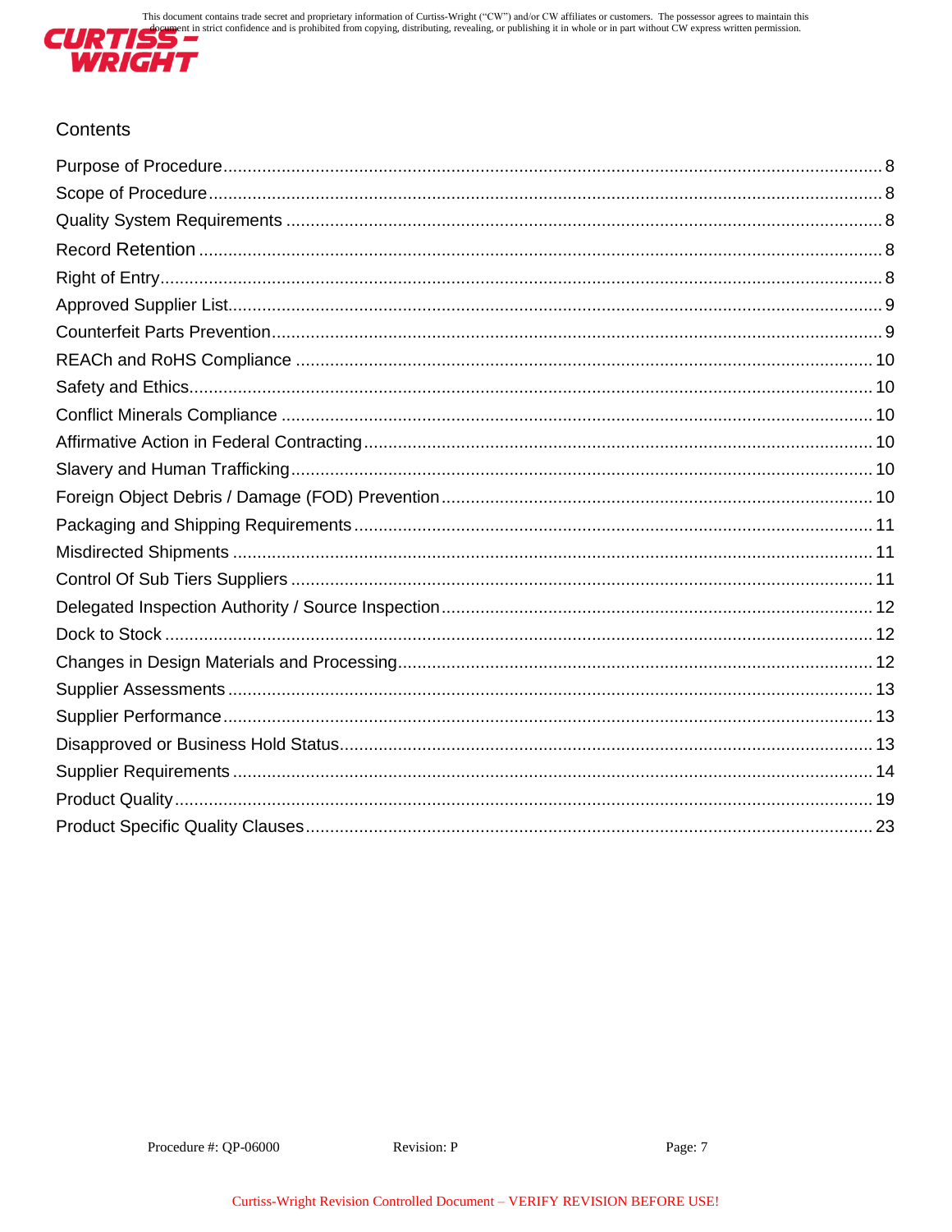## Contents

| Section | Page |
|---|---|
| Purpose of Procedure | 8 |
| Scope of Procedure | 8 |
| Quality System Requirements | 8 |
| Record Retention | 8 |
| Right of Entry | 8 |
| Approved Supplier List | 9 |
| Counterfeit Parts Prevention | 9 |
| REACh and RoHS Compliance | 10 |
| Safety and Ethics | 10 |
| Conflict Minerals Compliance | 10 |
| Affirmative Action in Federal Contracting | 10 |
| Slavery and Human Trafficking | 10 |
| Foreign Object Debris / Damage (FOD) Prevention | 10 |
| Packaging and Shipping Requirements | 11 |
| Misdirected Shipments | 11 |
| Control Of Sub Tiers Suppliers | 11 |
| Delegated Inspection Authority / Source Inspection | 12 |
| Dock to Stock | 12 |
| Changes in Design Materials and Processing | 12 |
| Supplier Assessments | 13 |
| Supplier Performance | 13 |
| Disapproved or Business Hold Status | 13 |
| Supplier Requirements | 14 |
| Product Quality | 19 |
| Product Specific Quality Clauses | 23 |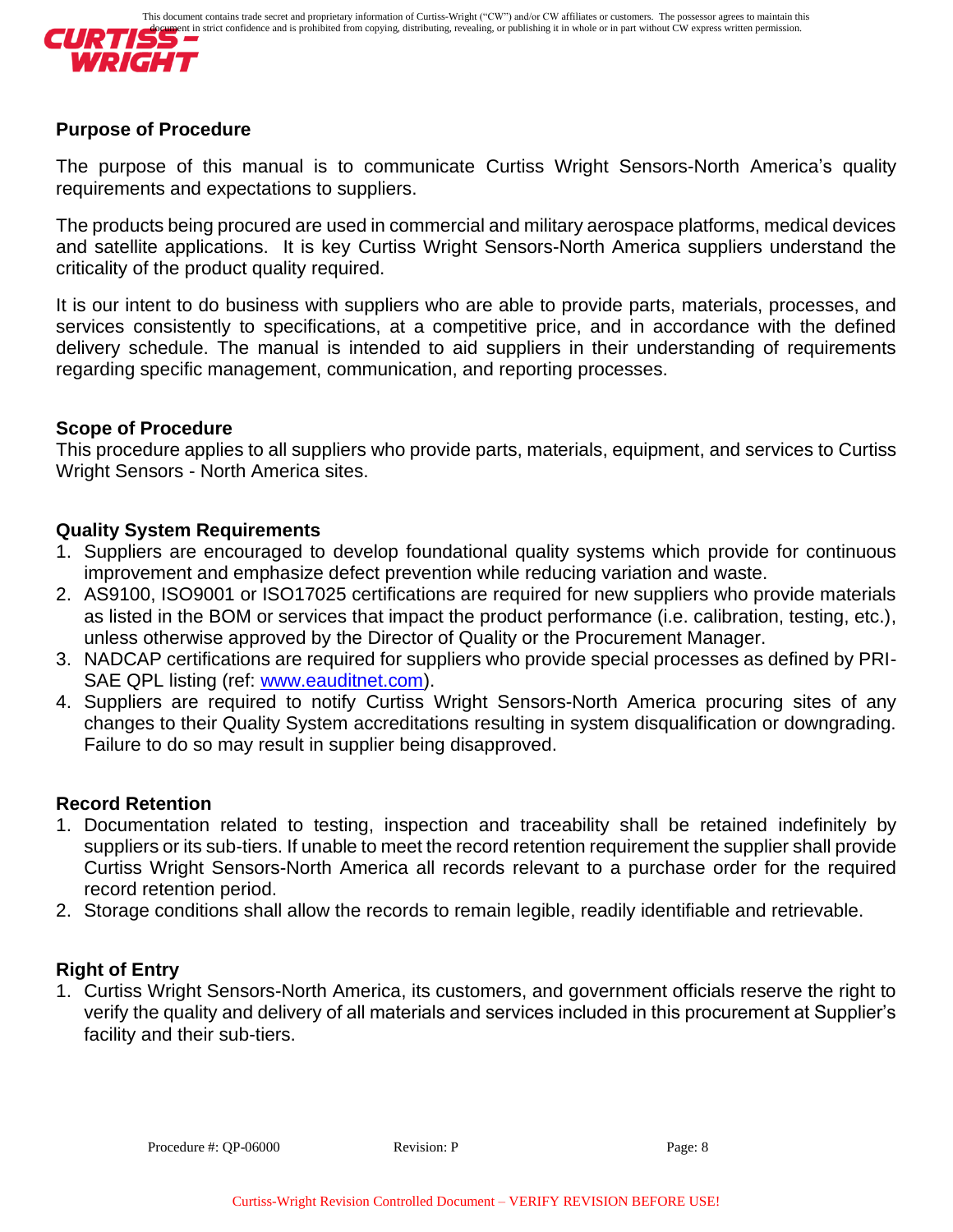## Purpose of Procedure

The purpose of this manual is to communicate Curtiss Wright Sensors-North America's quality requirements and expectations to suppliers.

The products being procured are used in commercial and military aerospace platforms, medical devices and satellite applications. It is key Curtiss Wright Sensors-North America suppliers understand the criticality of the product quality required.

It is our intent to do business with suppliers who are able to provide parts, materials, processes, and services consistently to specifications, at a competitive price, and in accordance with the defined delivery schedule. The manual is intended to aid suppliers in their understanding of requirements regarding specific management, communication, and reporting processes.

## Scope of Procedure

This procedure applies to all suppliers who provide parts, materials, equipment, and services to Curtiss Wright Sensors - North America sites.

## Quality System Requirements

1. Suppliers are encouraged to develop foundational quality systems which provide for continuous improvement and emphasize defect prevention while reducing variation and waste.
2. AS9100, ISO9001 or ISO17025 certifications are required for new suppliers who provide materials as listed in the BOM or services that impact the product performance (i.e. calibration, testing, etc.), unless otherwise approved by the Director of Quality or the Procurement Manager.
3. NADCAP certifications are required for suppliers who provide special processes as defined by PRI-SAE QPL listing (ref: www.eauditnet.com).
4. Suppliers are required to notify Curtiss Wright Sensors-North America procuring sites of any changes to their Quality System accreditations resulting in system disqualification or downgrading. Failure to do so may result in supplier being disapproved.

## Record Retention

1. Documentation related to testing, inspection and traceability shall be retained indefinitely by suppliers or its sub-tiers. If unable to meet the record retention requirement the supplier shall provide Curtiss Wright Sensors-North America all records relevant to a purchase order for the required record retention period.
2. Storage conditions shall allow the records to remain legible, readily identifiable and retrievable.

## Right of Entry

1. Curtiss Wright Sensors-North America, its customers, and government officials reserve the right to verify the quality and delivery of all materials and services included in this procurement at Supplier's facility and their sub-tiers.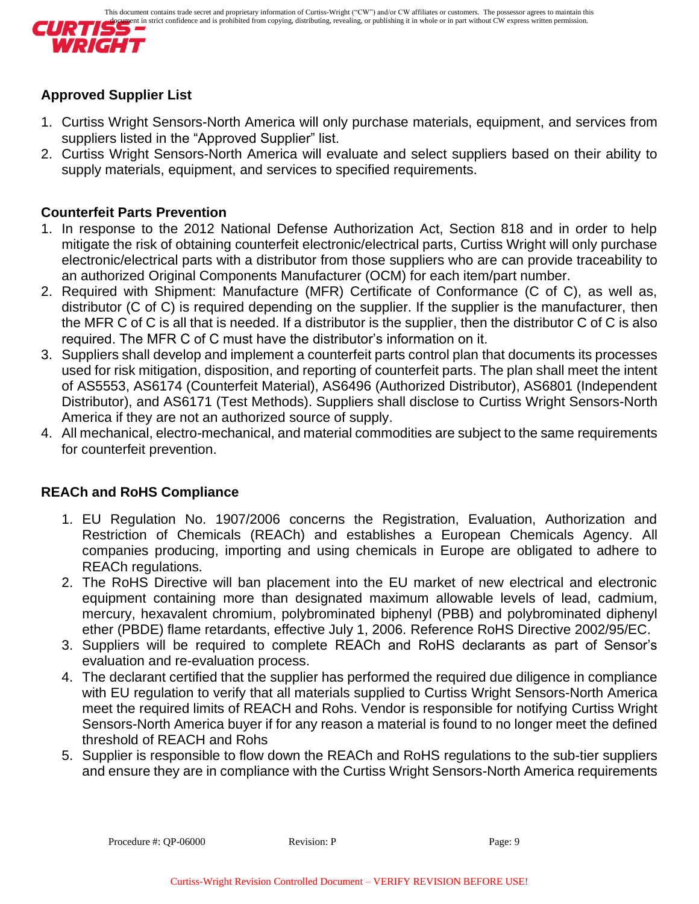## Approved Supplier List

1. Curtiss Wright Sensors-North America will only purchase materials, equipment, and services from suppliers listed in the “Approved Supplier” list.
2. Curtiss Wright Sensors-North America will evaluate and select suppliers based on their ability to supply materials, equipment, and services to specified requirements.

## Counterfeit Parts Prevention

1. In response to the 2012 National Defense Authorization Act, Section 818 and in order to help mitigate the risk of obtaining counterfeit electronic/electrical parts, Curtiss Wright will only purchase electronic/electrical parts with a distributor from those suppliers who are can provide traceability to an authorized Original Components Manufacturer (OCM) for each item/part number.
2. Required with Shipment: Manufacture (MFR) Certificate of Conformance (C of C), as well as, distributor (C of C) is required depending on the supplier. If the supplier is the manufacturer, then the MFR C of C is all that is needed. If a distributor is the supplier, then the distributor C of C is also required. The MFR C of C must have the distributor’s information on it.
3. Suppliers shall develop and implement a counterfeit parts control plan that documents its processes used for risk mitigation, disposition, and reporting of counterfeit parts. The plan shall meet the intent of AS5553, AS6174 (Counterfeit Material), AS6496 (Authorized Distributor), AS6801 (Independent Distributor), and AS6171 (Test Methods). Suppliers shall disclose to Curtiss Wright Sensors-North America if they are not an authorized source of supply.
4. All mechanical, electro-mechanical, and material commodities are subject to the same requirements for counterfeit prevention.

## REACh and RoHS Compliance

1. EU Regulation No. 1907/2006 concerns the Registration, Evaluation, Authorization and Restriction of Chemicals (REACh) and establishes a European Chemicals Agency. All companies producing, importing and using chemicals in Europe are obligated to adhere to REACh regulations.
2. The RoHS Directive will ban placement into the EU market of new electrical and electronic equipment containing more than designated maximum allowable levels of lead, cadmium, mercury, hexavalent chromium, polybrominated biphenyl (PBB) and polybrominated diphenyl ether (PBDE) flame retardants, effective July 1, 2006. Reference RoHS Directive 2002/95/EC.
3. Suppliers will be required to complete REACh and RoHS declarants as part of Sensor’s evaluation and re-evaluation process.
4. The declarant certified that the supplier has performed the required due diligence in compliance with EU regulation to verify that all materials supplied to Curtiss Wright Sensors-North America meet the required limits of REACH and Rohs. Vendor is responsible for notifying Curtiss Wright Sensors-North America buyer if for any reason a material is found to no longer meet the defined threshold of REACH and Rohs
5. Supplier is responsible to flow down the REACh and RoHS regulations to the sub-tier suppliers and ensure they are in compliance with the Curtiss Wright Sensors-North America requirements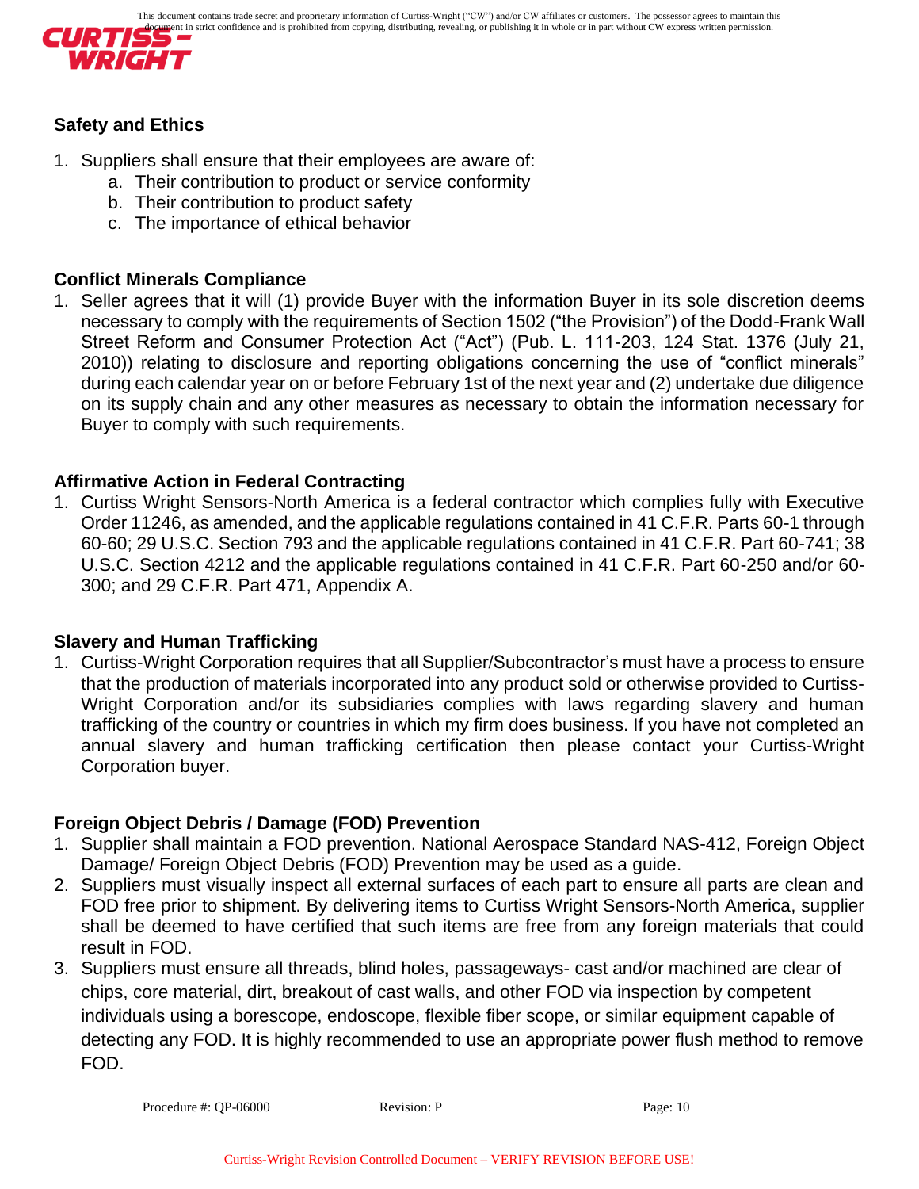## Safety and Ethics

1. Suppliers shall ensure that their employees are aware of:
    a. Their contribution to product or service conformity
    b. Their contribution to product safety
    c. The importance of ethical behavior

## Conflict Minerals Compliance

1. Seller agrees that it will (1) provide Buyer with the information Buyer in its sole discretion deems necessary to comply with the requirements of Section 1502 ("the Provision") of the Dodd-Frank Wall Street Reform and Consumer Protection Act ("Act") (Pub. L. 111-203, 124 Stat. 1376 (July 21, 2010)) relating to disclosure and reporting obligations concerning the use of "conflict minerals" during each calendar year on or before February 1st of the next year and (2) undertake due diligence on its supply chain and any other measures as necessary to obtain the information necessary for Buyer to comply with such requirements.

## Affirmative Action in Federal Contracting

1. Curtiss Wright Sensors-North America is a federal contractor which complies fully with Executive Order 11246, as amended, and the applicable regulations contained in 41 C.F.R. Parts 60-1 through 60-60; 29 U.S.C. Section 793 and the applicable regulations contained in 41 C.F.R. Part 60-741; 38 U.S.C. Section 4212 and the applicable regulations contained in 41 C.F.R. Part 60-250 and/or 60-300; and 29 C.F.R. Part 471, Appendix A.

## Slavery and Human Trafficking

1. Curtiss-Wright Corporation requires that all Supplier/Subcontractor's must have a process to ensure that the production of materials incorporated into any product sold or otherwise provided to Curtiss-Wright Corporation and/or its subsidiaries complies with laws regarding slavery and human trafficking of the country or countries in which my firm does business. If you have not completed an annual slavery and human trafficking certification then please contact your Curtiss-Wright Corporation buyer.

## Foreign Object Debris / Damage (FOD) Prevention

1. Supplier shall maintain a FOD prevention. National Aerospace Standard NAS-412, Foreign Object Damage/ Foreign Object Debris (FOD) Prevention may be used as a guide.
2. Suppliers must visually inspect all external surfaces of each part to ensure all parts are clean and FOD free prior to shipment. By delivering items to Curtiss Wright Sensors-North America, supplier shall be deemed to have certified that such items are free from any foreign materials that could result in FOD.
3. Suppliers must ensure all threads, blind holes, passageways- cast and/or machined are clear of chips, core material, dirt, breakout of cast walls, and other FOD via inspection by competent individuals using a borescope, endoscope, flexible fiber scope, or similar equipment capable of detecting any FOD. It is highly recommended to use an appropriate power flush method to remove FOD.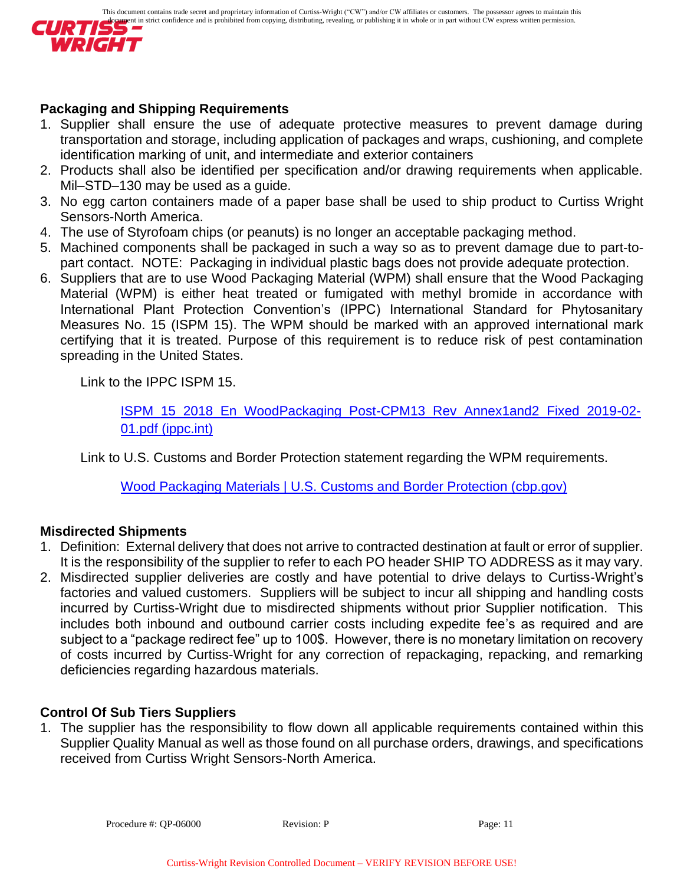## Packaging and Shipping Requirements

1. Supplier shall ensure the use of adequate protective measures to prevent damage during transportation and storage, including application of packages and wraps, cushioning, and complete identification marking of unit, and intermediate and exterior containers
2. Products shall also be identified per specification and/or drawing requirements when applicable. Mil–STD–130 may be used as a guide.
3. No egg carton containers made of a paper base shall be used to ship product to Curtiss Wright Sensors-North America.
4. The use of Styrofoam chips (or peanuts) is no longer an acceptable packaging method.
5. Machined components shall be packaged in such a way so as to prevent damage due to part-to-part contact. NOTE: Packaging in individual plastic bags does not provide adequate protection.
6. Suppliers that are to use Wood Packaging Material (WPM) shall ensure that the Wood Packaging Material (WPM) is either heat treated or fumigated with methyl bromide in accordance with International Plant Protection Convention's (IPPC) International Standard for Phytosanitary Measures No. 15 (ISPM 15). The WPM should be marked with an approved international mark certifying that it is treated. Purpose of this requirement is to reduce risk of pest contamination spreading in the United States.

   Link to the IPPC ISPM 15.

   ISPM_15_2018_En_WoodPackaging_Post-CPM13_Rev_Annex1and2_Fixed_2019-02-01.pdf (ippc.int)

   Link to U.S. Customs and Border Protection statement regarding the WPM requirements.

   Wood Packaging Materials | U.S. Customs and Border Protection (cbp.gov)

## Misdirected Shipments

1. Definition: External delivery that does not arrive to contracted destination at fault or error of supplier. It is the responsibility of the supplier to refer to each PO header SHIP TO ADDRESS as it may vary.
2. Misdirected supplier deliveries are costly and have potential to drive delays to Curtiss-Wright's factories and valued customers. Suppliers will be subject to incur all shipping and handling costs incurred by Curtiss-Wright due to misdirected shipments without prior Supplier notification. This includes both inbound and outbound carrier costs including expedite fee's as required and are subject to a "package redirect fee" up to 100$. However, there is no monetary limitation on recovery of costs incurred by Curtiss-Wright for any correction of repackaging, repacking, and remarking deficiencies regarding hazardous materials.

## Control Of Sub Tiers Suppliers

1. The supplier has the responsibility to flow down all applicable requirements contained within this Supplier Quality Manual as well as those found on all purchase orders, drawings, and specifications received from Curtiss Wright Sensors-North America.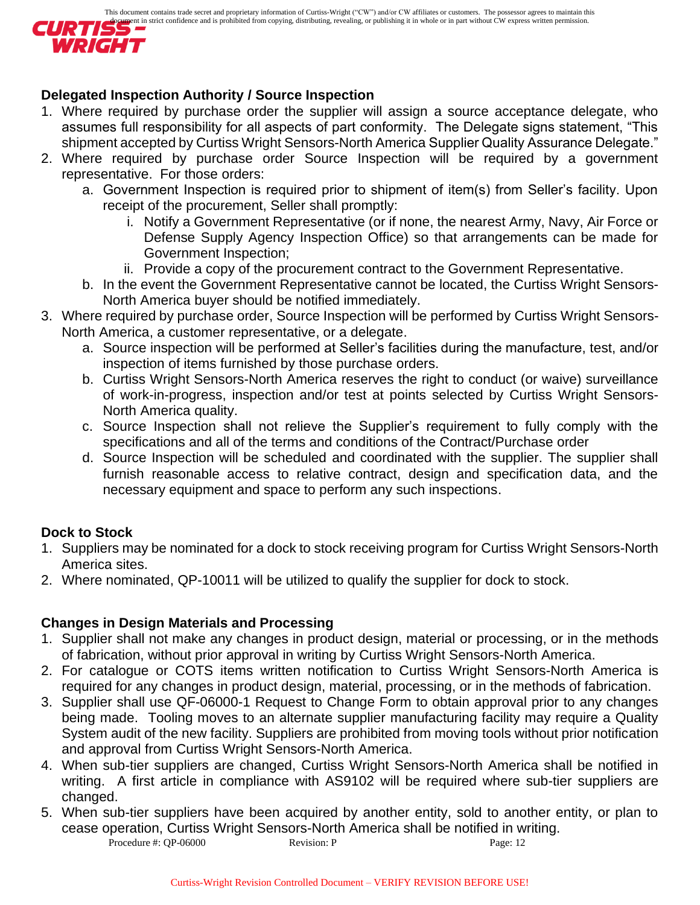### Delegated Inspection Authority / Source Inspection

1. Where required by purchase order the supplier will assign a source acceptance delegate, who assumes full responsibility for all aspects of part conformity. The Delegate signs statement, "This shipment accepted by Curtiss Wright Sensors-North America Supplier Quality Assurance Delegate."
2. Where required by purchase order Source Inspection will be required by a government representative. For those orders:
   a. Government Inspection is required prior to shipment of item(s) from Seller's facility. Upon receipt of the procurement, Seller shall promptly:
      i. Notify a Government Representative (or if none, the nearest Army, Navy, Air Force or Defense Supply Agency Inspection Office) so that arrangements can be made for Government Inspection;
      ii. Provide a copy of the procurement contract to the Government Representative.
   b. In the event the Government Representative cannot be located, the Curtiss Wright Sensors-North America buyer should be notified immediately.
3. Where required by purchase order, Source Inspection will be performed by Curtiss Wright Sensors-North America, a customer representative, or a delegate.
   a. Source inspection will be performed at Seller's facilities during the manufacture, test, and/or inspection of items furnished by those purchase orders.
   b. Curtiss Wright Sensors-North America reserves the right to conduct (or waive) surveillance of work-in-progress, inspection and/or test at points selected by Curtiss Wright Sensors-North America quality.
   c. Source Inspection shall not relieve the Supplier's requirement to fully comply with the specifications and all of the terms and conditions of the Contract/Purchase order
   d. Source Inspection will be scheduled and coordinated with the supplier. The supplier shall furnish reasonable access to relative contract, design and specification data, and the necessary equipment and space to perform any such inspections.

### Dock to Stock

1. Suppliers may be nominated for a dock to stock receiving program for Curtiss Wright Sensors-North America sites.
2. Where nominated, QP-10011 will be utilized to qualify the supplier for dock to stock.

### Changes in Design Materials and Processing

1. Supplier shall not make any changes in product design, material or processing, or in the methods of fabrication, without prior approval in writing by Curtiss Wright Sensors-North America.
2. For catalogue or COTS items written notification to Curtiss Wright Sensors-North America is required for any changes in product design, material, processing, or in the methods of fabrication.
3. Supplier shall use QF-06000-1 Request to Change Form to obtain approval prior to any changes being made. Tooling moves to an alternate supplier manufacturing facility may require a Quality System audit of the new facility. Suppliers are prohibited from moving tools without prior notification and approval from Curtiss Wright Sensors-North America.
4. When sub-tier suppliers are changed, Curtiss Wright Sensors-North America shall be notified in writing. A first article in compliance with AS9102 will be required where sub-tier suppliers are changed.
5. When sub-tier suppliers have been acquired by another entity, sold to another entity, or plan to cease operation, Curtiss Wright Sensors-North America shall be notified in writing.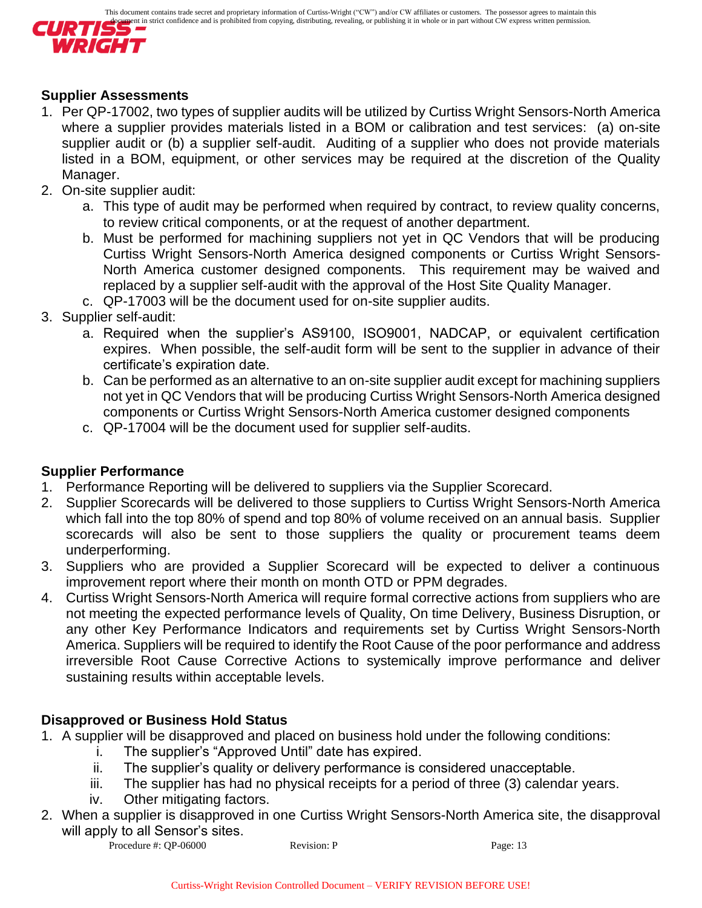**Supplier Assessments**

1. Per QP-17002, two types of supplier audits will be utilized by Curtiss Wright Sensors-North America where a supplier provides materials listed in a BOM or calibration and test services: (a) on-site supplier audit or (b) a supplier self-audit. Auditing of a supplier who does not provide materials listed in a BOM, equipment, or other services may be required at the discretion of the Quality Manager.
2. On-site supplier audit:
    a. This type of audit may be performed when required by contract, to review quality concerns, to review critical components, or at the request of another department.
    b. Must be performed for machining suppliers not yet in QC Vendors that will be producing Curtiss Wright Sensors-North America designed components or Curtiss Wright Sensors-North America customer designed components. This requirement may be waived and replaced by a supplier self-audit with the approval of the Host Site Quality Manager.
    c. QP-17003 will be the document used for on-site supplier audits.
3. Supplier self-audit:
    a. Required when the supplier's AS9100, ISO9001, NADCAP, or equivalent certification expires. When possible, the self-audit form will be sent to the supplier in advance of their certificate's expiration date.
    b. Can be performed as an alternative to an on-site supplier audit except for machining suppliers not yet in QC Vendors that will be producing Curtiss Wright Sensors-North America designed components or Curtiss Wright Sensors-North America customer designed components
    c. QP-17004 will be the document used for supplier self-audits.

**Supplier Performance**

1. Performance Reporting will be delivered to suppliers via the Supplier Scorecard.
2. Supplier Scorecards will be delivered to those suppliers to Curtiss Wright Sensors-North America which fall into the top 80% of spend and top 80% of volume received on an annual basis. Supplier scorecards will also be sent to those suppliers the quality or procurement teams deem underperforming.
3. Suppliers who are provided a Supplier Scorecard will be expected to deliver a continuous improvement report where their month on month OTD or PPM degrades.
4. Curtiss Wright Sensors-North America will require formal corrective actions from suppliers who are not meeting the expected performance levels of Quality, On time Delivery, Business Disruption, or any other Key Performance Indicators and requirements set by Curtiss Wright Sensors-North America. Suppliers will be required to identify the Root Cause of the poor performance and address irreversible Root Cause Corrective Actions to systemically improve performance and deliver sustaining results within acceptable levels.

**Disapproved or Business Hold Status**

1. A supplier will be disapproved and placed on business hold under the following conditions:
    i. The supplier's "Approved Until" date has expired.
    ii. The supplier's quality or delivery performance is considered unacceptable.
    iii. The supplier has had no physical receipts for a period of three (3) calendar years.
    iv. Other mitigating factors.
2. When a supplier is disapproved in one Curtiss Wright Sensors-North America site, the disapproval will apply to all Sensor's sites.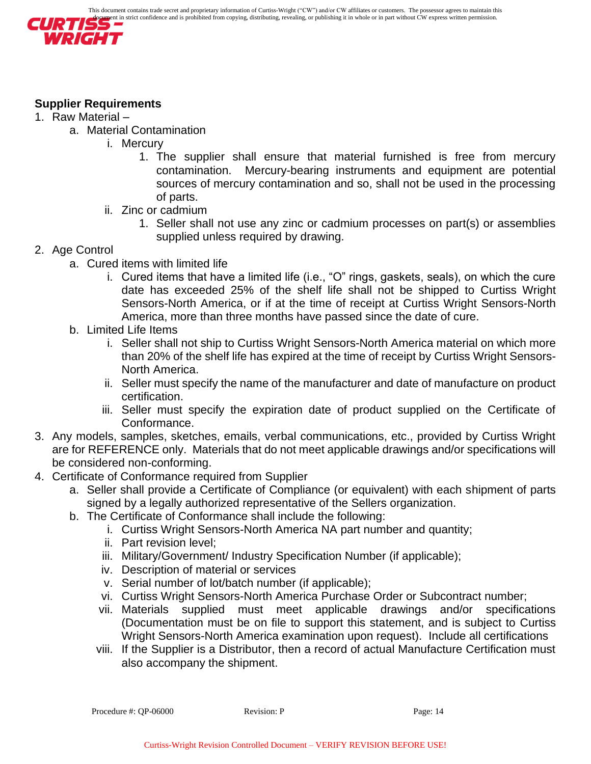**Supplier Requirements**

1. Raw Material –
   a. Material Contamination
      i. Mercury
         1. The supplier shall ensure that material furnished is free from mercury contamination. Mercury-bearing instruments and equipment are potential sources of mercury contamination and so, shall not be used in the processing of parts.
      ii. Zinc or cadmium
         1. Seller shall not use any zinc or cadmium processes on part(s) or assemblies supplied unless required by drawing.
2. Age Control
   a. Cured items with limited life
      i. Cured items that have a limited life (i.e., "O" rings, gaskets, seals), on which the cure date has exceeded 25% of the shelf life shall not be shipped to Curtiss Wright Sensors-North America, or if at the time of receipt at Curtiss Wright Sensors-North America, more than three months have passed since the date of cure.
   b. Limited Life Items
      i. Seller shall not ship to Curtiss Wright Sensors-North America material on which more than 20% of the shelf life has expired at the time of receipt by Curtiss Wright Sensors-North America.
      ii. Seller must specify the name of the manufacturer and date of manufacture on product certification.
      iii. Seller must specify the expiration date of product supplied on the Certificate of Conformance.
3. Any models, samples, sketches, emails, verbal communications, etc., provided by Curtiss Wright are for REFERENCE only. Materials that do not meet applicable drawings and/or specifications will be considered non-conforming.
4. Certificate of Conformance required from Supplier
   a. Seller shall provide a Certificate of Compliance (or equivalent) with each shipment of parts signed by a legally authorized representative of the Sellers organization.
   b. The Certificate of Conformance shall include the following:
      i. Curtiss Wright Sensors-North America NA part number and quantity;
      ii. Part revision level;
      iii. Military/Government/ Industry Specification Number (if applicable);
      iv. Description of material or services
      v. Serial number of lot/batch number (if applicable);
      vi. Curtiss Wright Sensors-North America Purchase Order or Subcontract number;
      vii. Materials supplied must meet applicable drawings and/or specifications (Documentation must be on file to support this statement, and is subject to Curtiss Wright Sensors-North America examination upon request). Include all certifications
      viii. If the Supplier is a Distributor, then a record of actual Manufacture Certification must also accompany the shipment.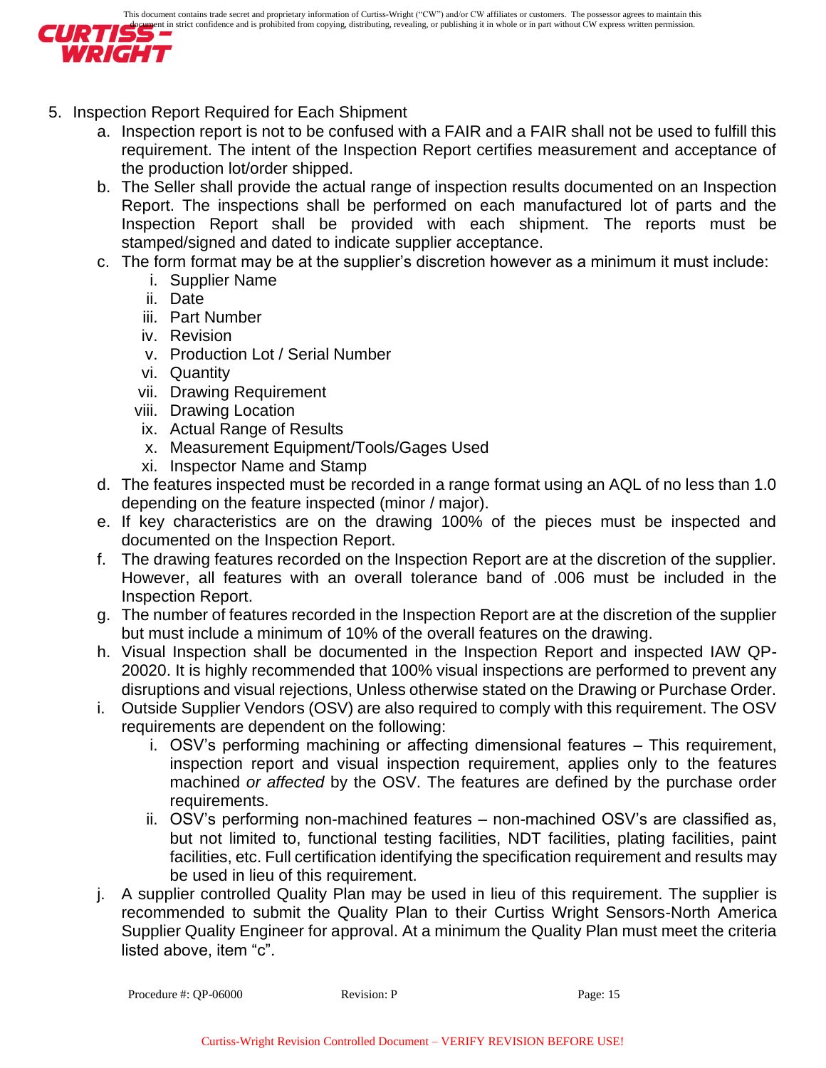5. Inspection Report Required for Each Shipment
    a. Inspection report is not to be confused with a FAIR and a FAIR shall not be used to fulfill this requirement. The intent of the Inspection Report certifies measurement and acceptance of the production lot/order shipped.
    b. The Seller shall provide the actual range of inspection results documented on an Inspection Report. The inspections shall be performed on each manufactured lot of parts and the Inspection Report shall be provided with each shipment. The reports must be stamped/signed and dated to indicate supplier acceptance.
    c. The form format may be at the supplier's discretion however as a minimum it must include:
        i. Supplier Name
        ii. Date
        iii. Part Number
        iv. Revision
        v. Production Lot / Serial Number
        vi. Quantity
        vii. Drawing Requirement
        viii. Drawing Location
        ix. Actual Range of Results
        x. Measurement Equipment/Tools/Gages Used
        xi. Inspector Name and Stamp
    d. The features inspected must be recorded in a range format using an AQL of no less than 1.0 depending on the feature inspected (minor / major).
    e. If key characteristics are on the drawing 100% of the pieces must be inspected and documented on the Inspection Report.
    f. The drawing features recorded on the Inspection Report are at the discretion of the supplier. However, all features with an overall tolerance band of .006 must be included in the Inspection Report.
    g. The number of features recorded in the Inspection Report are at the discretion of the supplier but must include a minimum of 10% of the overall features on the drawing.
    h. Visual Inspection shall be documented in the Inspection Report and inspected IAW QP-20020. It is highly recommended that 100% visual inspections are performed to prevent any disruptions and visual rejections, Unless otherwise stated on the Drawing or Purchase Order.
    i. Outside Supplier Vendors (OSV) are also required to comply with this requirement. The OSV requirements are dependent on the following:
        i. OSV's performing machining or affecting dimensional features – This requirement, inspection report and visual inspection requirement, applies only to the features machined *or affected* by the OSV. The features are defined by the purchase order requirements.
        ii. OSV's performing non-machined features – non-machined OSV's are classified as, but not limited to, functional testing facilities, NDT facilities, plating facilities, paint facilities, etc. Full certification identifying the specification requirement and results may be used in lieu of this requirement.
    j. A supplier controlled Quality Plan may be used in lieu of this requirement. The supplier is recommended to submit the Quality Plan to their Curtiss Wright Sensors-North America Supplier Quality Engineer for approval. At a minimum the Quality Plan must meet the criteria listed above, item "c".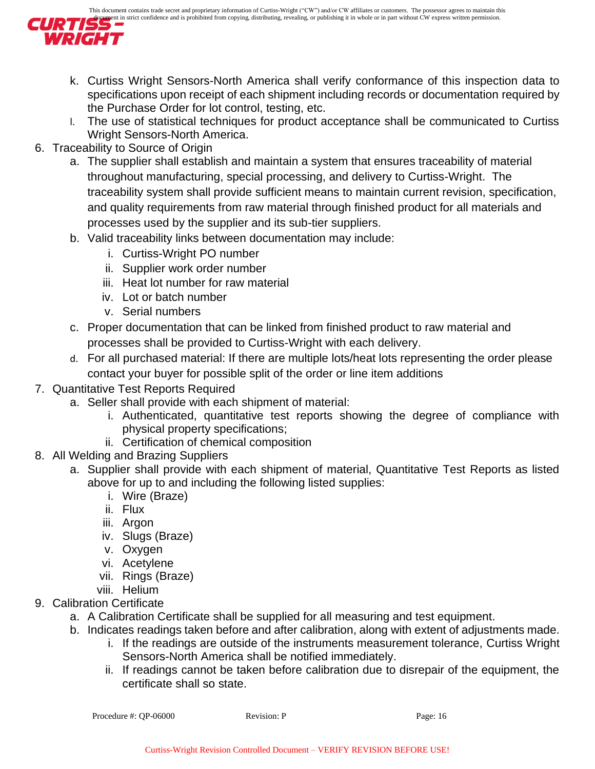k. Curtiss Wright Sensors-North America shall verify conformance of this inspection data to specifications upon receipt of each shipment including records or documentation required by the Purchase Order for lot control, testing, etc.

l. The use of statistical techniques for product acceptance shall be communicated to Curtiss Wright Sensors-North America.

6. Traceability to Source of Origin
   a. The supplier shall establish and maintain a system that ensures traceability of material throughout manufacturing, special processing, and delivery to Curtiss-Wright. The traceability system shall provide sufficient means to maintain current revision, specification, and quality requirements from raw material through finished product for all materials and processes used by the supplier and its sub-tier suppliers.
   b. Valid traceability links between documentation may include:
      i. Curtiss-Wright PO number
      ii. Supplier work order number
      iii. Heat lot number for raw material
      iv. Lot or batch number
      v. Serial numbers
   c. Proper documentation that can be linked from finished product to raw material and processes shall be provided to Curtiss-Wright with each delivery.
   d. For all purchased material: If there are multiple lots/heat lots representing the order please contact your buyer for possible split of the order or line item additions
7. Quantitative Test Reports Required
   a. Seller shall provide with each shipment of material:
      i. Authenticated, quantitative test reports showing the degree of compliance with physical property specifications;
      ii. Certification of chemical composition
8. All Welding and Brazing Suppliers
   a. Supplier shall provide with each shipment of material, Quantitative Test Reports as listed above for up to and including the following listed supplies:
      i. Wire (Braze)
      ii. Flux
      iii. Argon
      iv. Slugs (Braze)
      v. Oxygen
      vi. Acetylene
      vii. Rings (Braze)
      viii. Helium
9. Calibration Certificate
   a. A Calibration Certificate shall be supplied for all measuring and test equipment.
   b. Indicates readings taken before and after calibration, along with extent of adjustments made.
      i. If the readings are outside of the instruments measurement tolerance, Curtiss Wright Sensors-North America shall be notified immediately.
      ii. If readings cannot be taken before calibration due to disrepair of the equipment, the certificate shall so state.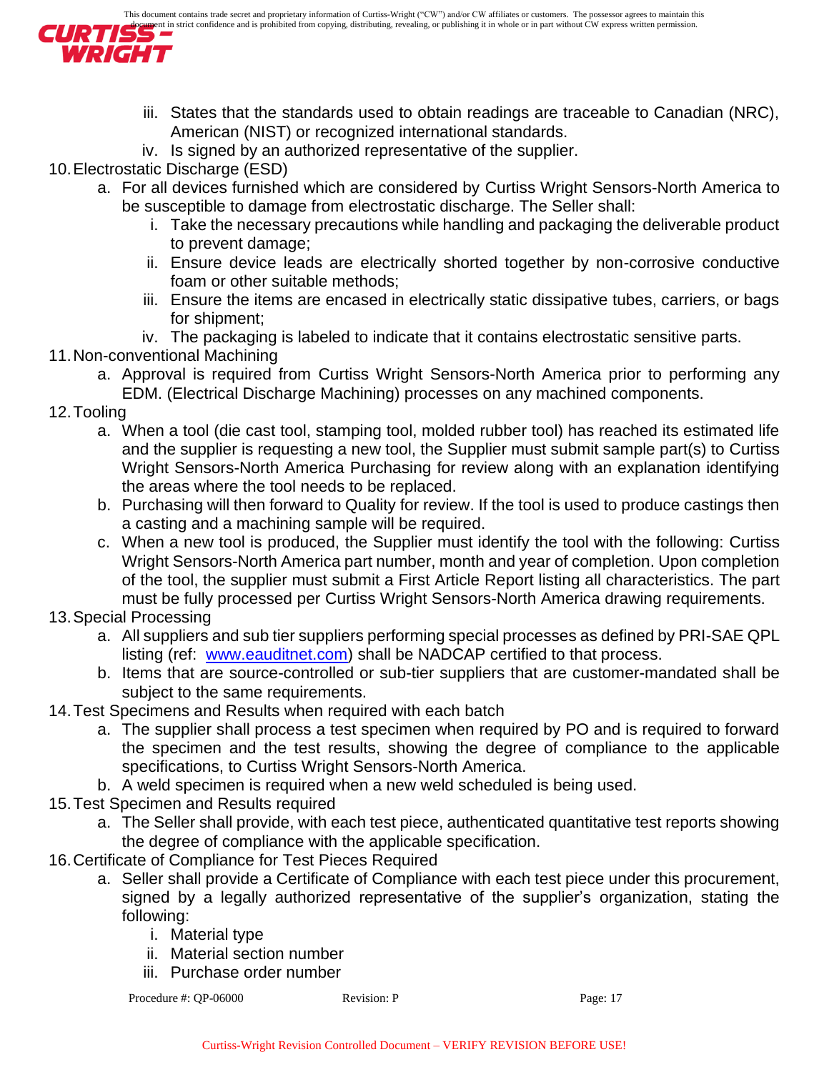iii. States that the standards used to obtain readings are traceable to Canadian (NRC), American (NIST) or recognized international standards.
   iv. Is signed by an authorized representative of the supplier.

10. Electrostatic Discharge (ESD)
    a. For all devices furnished which are considered by Curtiss Wright Sensors-North America to be susceptible to damage from electrostatic discharge. The Seller shall:
       i. Take the necessary precautions while handling and packaging the deliverable product to prevent damage;
       ii. Ensure device leads are electrically shorted together by non-corrosive conductive foam or other suitable methods;
       iii. Ensure the items are encased in electrically static dissipative tubes, carriers, or bags for shipment;
       iv. The packaging is labeled to indicate that it contains electrostatic sensitive parts.
11. Non-conventional Machining
    a. Approval is required from Curtiss Wright Sensors-North America prior to performing any EDM. (Electrical Discharge Machining) processes on any machined components.
12. Tooling
    a. When a tool (die cast tool, stamping tool, molded rubber tool) has reached its estimated life and the supplier is requesting a new tool, the Supplier must submit sample part(s) to Curtiss Wright Sensors-North America Purchasing for review along with an explanation identifying the areas where the tool needs to be replaced.
    b. Purchasing will then forward to Quality for review. If the tool is used to produce castings then a casting and a machining sample will be required.
    c. When a new tool is produced, the Supplier must identify the tool with the following: Curtiss Wright Sensors-North America part number, month and year of completion. Upon completion of the tool, the supplier must submit a First Article Report listing all characteristics. The part must be fully processed per Curtiss Wright Sensors-North America drawing requirements.
13. Special Processing
    a. All suppliers and sub tier suppliers performing special processes as defined by PRI-SAE QPL listing (ref: www.eauditnet.com) shall be NADCAP certified to that process.
    b. Items that are source-controlled or sub-tier suppliers that are customer-mandated shall be subject to the same requirements.
14. Test Specimens and Results when required with each batch
    a. The supplier shall process a test specimen when required by PO and is required to forward the specimen and the test results, showing the degree of compliance to the applicable specifications, to Curtiss Wright Sensors-North America.
    b. A weld specimen is required when a new weld scheduled is being used.
15. Test Specimen and Results required
    a. The Seller shall provide, with each test piece, authenticated quantitative test reports showing the degree of compliance with the applicable specification.
16. Certificate of Compliance for Test Pieces Required
    a. Seller shall provide a Certificate of Compliance with each test piece under this procurement, signed by a legally authorized representative of the supplier's organization, stating the following:
       i. Material type
       ii. Material section number
       iii. Purchase order number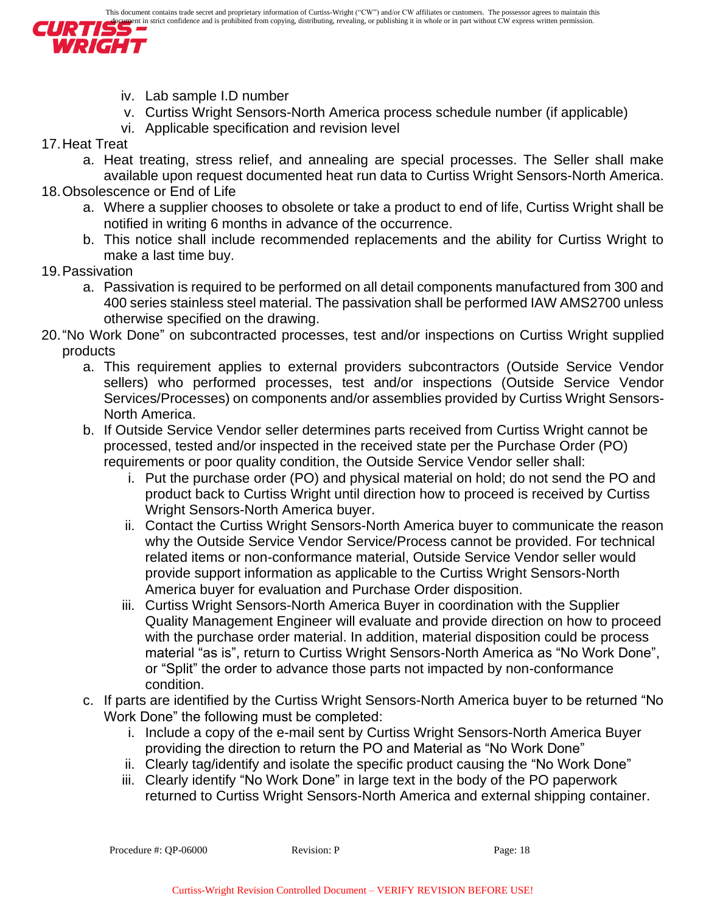iv. Lab sample I.D number
v. Curtiss Wright Sensors-North America process schedule number (if applicable)
vi. Applicable specification and revision level

17. Heat Treat
    a. Heat treating, stress relief, and annealing are special processes. The Seller shall make available upon request documented heat run data to Curtiss Wright Sensors-North America.
18. Obsolescence or End of Life
    a. Where a supplier chooses to obsolete or take a product to end of life, Curtiss Wright shall be notified in writing 6 months in advance of the occurrence.
    b. This notice shall include recommended replacements and the ability for Curtiss Wright to make a last time buy.
19. Passivation
    a. Passivation is required to be performed on all detail components manufactured from 300 and 400 series stainless steel material. The passivation shall be performed IAW AMS2700 unless otherwise specified on the drawing.
20. "No Work Done" on subcontracted processes, test and/or inspections on Curtiss Wright supplied products
    a. This requirement applies to external providers subcontractors (Outside Service Vendor sellers) who performed processes, test and/or inspections (Outside Service Vendor Services/Processes) on components and/or assemblies provided by Curtiss Wright Sensors-North America.
    b. If Outside Service Vendor seller determines parts received from Curtiss Wright cannot be processed, tested and/or inspected in the received state per the Purchase Order (PO) requirements or poor quality condition, the Outside Service Vendor seller shall:
        i. Put the purchase order (PO) and physical material on hold; do not send the PO and product back to Curtiss Wright until direction how to proceed is received by Curtiss Wright Sensors-North America buyer.
        ii. Contact the Curtiss Wright Sensors-North America buyer to communicate the reason why the Outside Service Vendor Service/Process cannot be provided. For technical related items or non-conformance material, Outside Service Vendor seller would provide support information as applicable to the Curtiss Wright Sensors-North America buyer for evaluation and Purchase Order disposition.
        iii. Curtiss Wright Sensors-North America Buyer in coordination with the Supplier Quality Management Engineer will evaluate and provide direction on how to proceed with the purchase order material. In addition, material disposition could be process material "as is", return to Curtiss Wright Sensors-North America as "No Work Done", or "Split" the order to advance those parts not impacted by non-conformance condition.
    c. If parts are identified by the Curtiss Wright Sensors-North America buyer to be returned "No Work Done" the following must be completed:
        i. Include a copy of the e-mail sent by Curtiss Wright Sensors-North America Buyer providing the direction to return the PO and Material as "No Work Done"
        ii. Clearly tag/identify and isolate the specific product causing the "No Work Done"
        iii. Clearly identify "No Work Done" in large text in the body of the PO paperwork returned to Curtiss Wright Sensors-North America and external shipping container.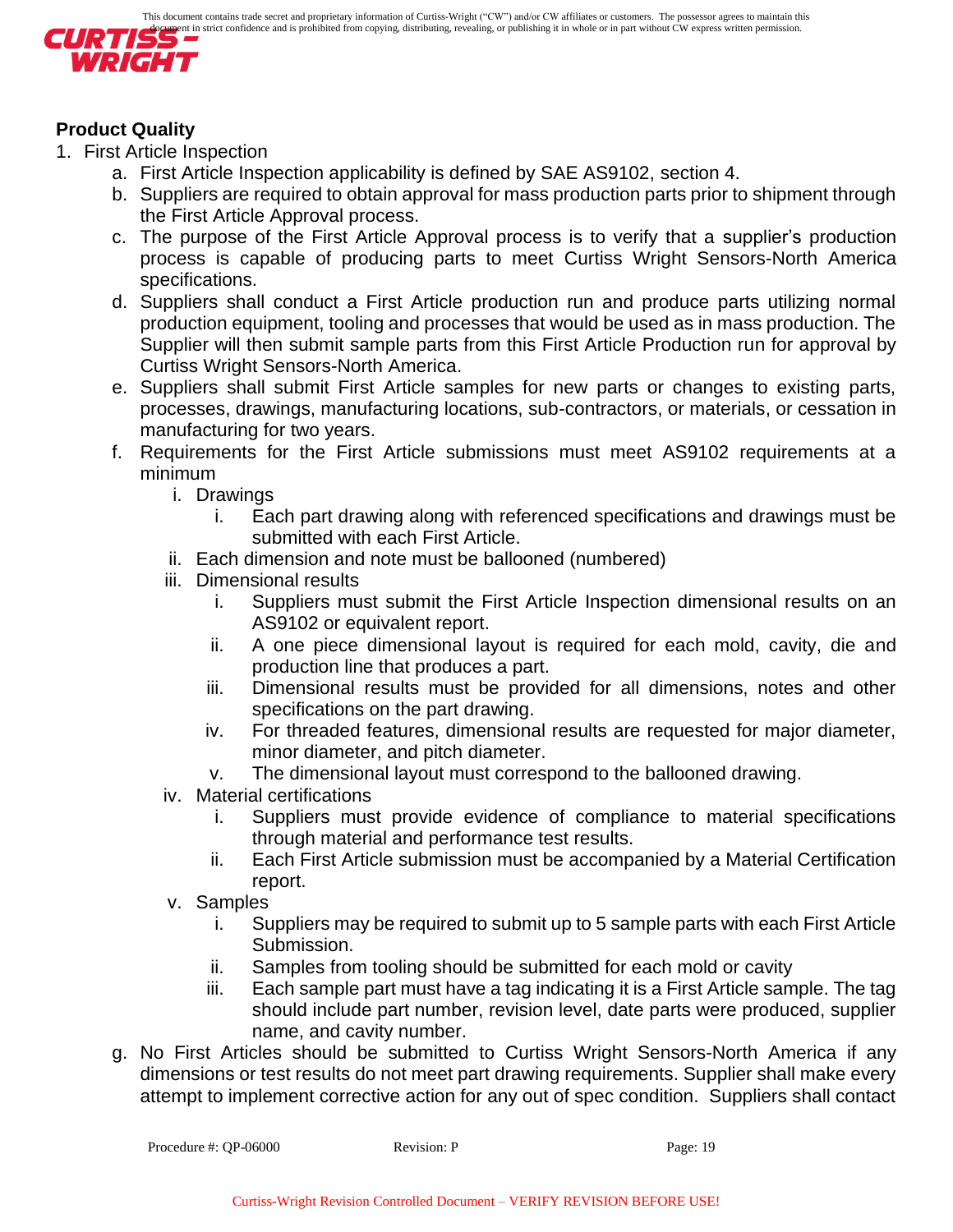**Product Quality**

1. First Article Inspection
   a. First Article Inspection applicability is defined by SAE AS9102, section 4.
   b. Suppliers are required to obtain approval for mass production parts prior to shipment through the First Article Approval process.
   c. The purpose of the First Article Approval process is to verify that a supplier's production process is capable of producing parts to meet Curtiss Wright Sensors-North America specifications.
   d. Suppliers shall conduct a First Article production run and produce parts utilizing normal production equipment, tooling and processes that would be used as in mass production. The Supplier will then submit sample parts from this First Article Production run for approval by Curtiss Wright Sensors-North America.
   e. Suppliers shall submit First Article samples for new parts or changes to existing parts, processes, drawings, manufacturing locations, sub-contractors, or materials, or cessation in manufacturing for two years.
   f. Requirements for the First Article submissions must meet AS9102 requirements at a minimum
      i. Drawings
         i. Each part drawing along with referenced specifications and drawings must be submitted with each First Article.
      ii. Each dimension and note must be ballooned (numbered)
      iii. Dimensional results
         i. Suppliers must submit the First Article Inspection dimensional results on an AS9102 or equivalent report.
         ii. A one piece dimensional layout is required for each mold, cavity, die and production line that produces a part.
         iii. Dimensional results must be provided for all dimensions, notes and other specifications on the part drawing.
         iv. For threaded features, dimensional results are requested for major diameter, minor diameter, and pitch diameter.
         v. The dimensional layout must correspond to the ballooned drawing.
      iv. Material certifications
         i. Suppliers must provide evidence of compliance to material specifications through material and performance test results.
         ii. Each First Article submission must be accompanied by a Material Certification report.
      v. Samples
         i. Suppliers may be required to submit up to 5 sample parts with each First Article Submission.
         ii. Samples from tooling should be submitted for each mold or cavity
         iii. Each sample part must have a tag indicating it is a First Article sample. The tag should include part number, revision level, date parts were produced, supplier name, and cavity number.
   g. No First Articles should be submitted to Curtiss Wright Sensors-North America if any dimensions or test results do not meet part drawing requirements. Supplier shall make every attempt to implement corrective action for any out of spec condition. Suppliers shall contact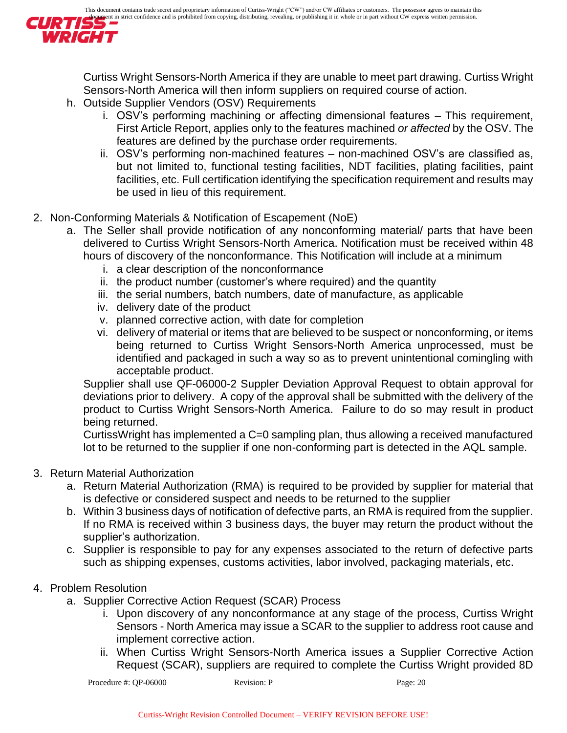Curtiss Wright Sensors-North America if they are unable to meet part drawing. Curtiss Wright Sensors-North America will then inform suppliers on required course of action.

h. Outside Supplier Vendors (OSV) Requirements
   i. OSV's performing machining or affecting dimensional features – This requirement, First Article Report, applies only to the features machined *or affected* by the OSV. The features are defined by the purchase order requirements.
   ii. OSV's performing non-machined features – non-machined OSV's are classified as, but not limited to, functional testing facilities, NDT facilities, plating facilities, paint facilities, etc. Full certification identifying the specification requirement and results may be used in lieu of this requirement.

2. Non-Conforming Materials & Notification of Escapement (NoE)
   a. The Seller shall provide notification of any nonconforming material/ parts that have been delivered to Curtiss Wright Sensors-North America. Notification must be received within 48 hours of discovery of the nonconformance. This Notification will include at a minimum
      i. a clear description of the nonconformance
      ii. the product number (customer's where required) and the quantity
      iii. the serial numbers, batch numbers, date of manufacture, as applicable
      iv. delivery date of the product
      v. planned corrective action, with date for completion
      vi. delivery of material or items that are believed to be suspect or nonconforming, or items being returned to Curtiss Wright Sensors-North America unprocessed, must be identified and packaged in such a way so as to prevent unintentional comingling with acceptable product.

      Supplier shall use QF-06000-2 Suppler Deviation Approval Request to obtain approval for deviations prior to delivery. A copy of the approval shall be submitted with the delivery of the product to Curtiss Wright Sensors-North America. Failure to do so may result in product being returned.

      CurtissWright has implemented a C=0 sampling plan, thus allowing a received manufactured lot to be returned to the supplier if one non-conforming part is detected in the AQL sample.

3. Return Material Authorization
   a. Return Material Authorization (RMA) is required to be provided by supplier for material that is defective or considered suspect and needs to be returned to the supplier
   b. Within 3 business days of notification of defective parts, an RMA is required from the supplier. If no RMA is received within 3 business days, the buyer may return the product without the supplier's authorization.
   c. Supplier is responsible to pay for any expenses associated to the return of defective parts such as shipping expenses, customs activities, labor involved, packaging materials, etc.

4. Problem Resolution
   a. Supplier Corrective Action Request (SCAR) Process
      i. Upon discovery of any nonconformance at any stage of the process, Curtiss Wright Sensors - North America may issue a SCAR to the supplier to address root cause and implement corrective action.
      ii. When Curtiss Wright Sensors-North America issues a Supplier Corrective Action Request (SCAR), suppliers are required to complete the Curtiss Wright provided 8D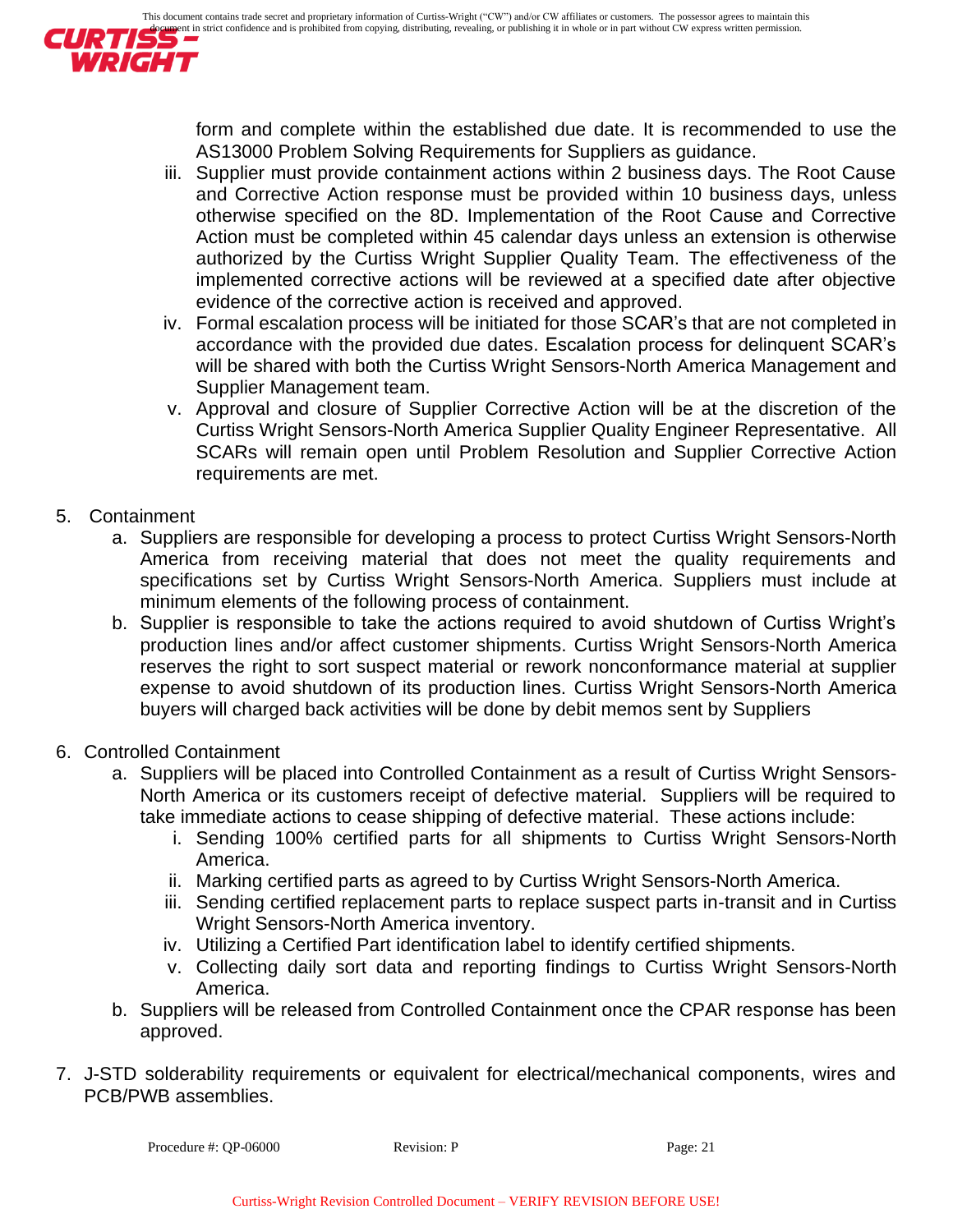form and complete within the established due date. It is recommended to use the AS13000 Problem Solving Requirements for Suppliers as guidance.

iii. Supplier must provide containment actions within 2 business days. The Root Cause and Corrective Action response must be provided within 10 business days, unless otherwise specified on the 8D. Implementation of the Root Cause and Corrective Action must be completed within 45 calendar days unless an extension is otherwise authorized by the Curtiss Wright Supplier Quality Team. The effectiveness of the implemented corrective actions will be reviewed at a specified date after objective evidence of the corrective action is received and approved.

iv. Formal escalation process will be initiated for those SCAR's that are not completed in accordance with the provided due dates. Escalation process for delinquent SCAR's will be shared with both the Curtiss Wright Sensors-North America Management and Supplier Management team.

v. Approval and closure of Supplier Corrective Action will be at the discretion of the Curtiss Wright Sensors-North America Supplier Quality Engineer Representative. All SCARs will remain open until Problem Resolution and Supplier Corrective Action requirements are met.

5. Containment
   a. Suppliers are responsible for developing a process to protect Curtiss Wright Sensors-North America from receiving material that does not meet the quality requirements and specifications set by Curtiss Wright Sensors-North America. Suppliers must include at minimum elements of the following process of containment.
   b. Supplier is responsible to take the actions required to avoid shutdown of Curtiss Wright's production lines and/or affect customer shipments. Curtiss Wright Sensors-North America reserves the right to sort suspect material or rework nonconformance material at supplier expense to avoid shutdown of its production lines. Curtiss Wright Sensors-North America buyers will charged back activities will be done by debit memos sent by Suppliers

6. Controlled Containment
   a. Suppliers will be placed into Controlled Containment as a result of Curtiss Wright Sensors-North America or its customers receipt of defective material. Suppliers will be required to take immediate actions to cease shipping of defective material. These actions include:
      i. Sending 100% certified parts for all shipments to Curtiss Wright Sensors-North America.
      ii. Marking certified parts as agreed to by Curtiss Wright Sensors-North America.
      iii. Sending certified replacement parts to replace suspect parts in-transit and in Curtiss Wright Sensors-North America inventory.
      iv. Utilizing a Certified Part identification label to identify certified shipments.
      v. Collecting daily sort data and reporting findings to Curtiss Wright Sensors-North America.
   b. Suppliers will be released from Controlled Containment once the CPAR response has been approved.

7. J-STD solderability requirements or equivalent for electrical/mechanical components, wires and PCB/PWB assemblies.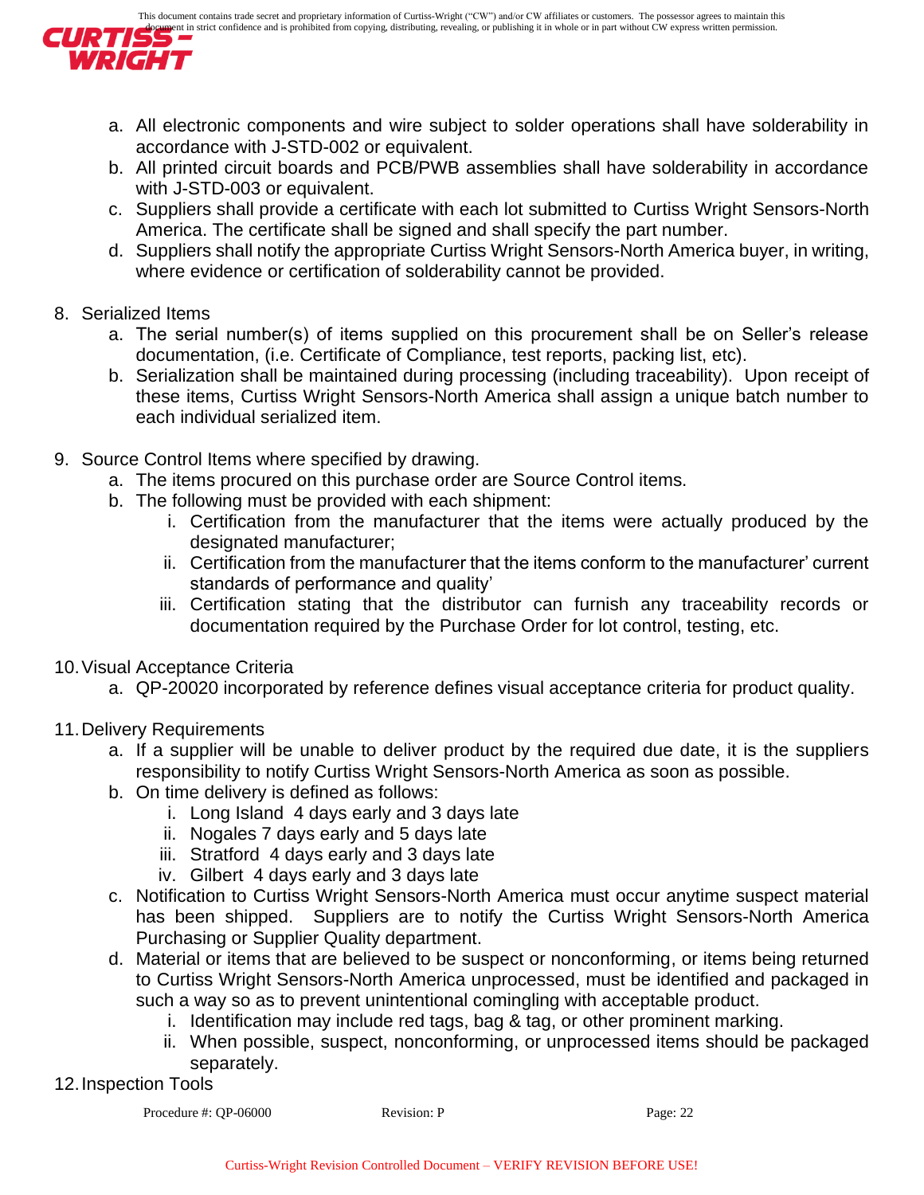a. All electronic components and wire subject to solder operations shall have solderability in accordance with J-STD-002 or equivalent.
b. All printed circuit boards and PCB/PWB assemblies shall have solderability in accordance with J-STD-003 or equivalent.
c. Suppliers shall provide a certificate with each lot submitted to Curtiss Wright Sensors-North America. The certificate shall be signed and shall specify the part number.
d. Suppliers shall notify the appropriate Curtiss Wright Sensors-North America buyer, in writing, where evidence or certification of solderability cannot be provided.

8. Serialized Items
   a. The serial number(s) of items supplied on this procurement shall be on Seller's release documentation, (i.e. Certificate of Compliance, test reports, packing list, etc).
   b. Serialization shall be maintained during processing (including traceability). Upon receipt of these items, Curtiss Wright Sensors-North America shall assign a unique batch number to each individual serialized item.

9. Source Control Items where specified by drawing.
   a. The items procured on this purchase order are Source Control items.
   b. The following must be provided with each shipment:
      i. Certification from the manufacturer that the items were actually produced by the designated manufacturer;
      ii. Certification from the manufacturer that the items conform to the manufacturer' current standards of performance and quality'
      iii. Certification stating that the distributor can furnish any traceability records or documentation required by the Purchase Order for lot control, testing, etc.

10. Visual Acceptance Criteria
    a. QP-20020 incorporated by reference defines visual acceptance criteria for product quality.

11. Delivery Requirements
    a. If a supplier will be unable to deliver product by the required due date, it is the suppliers responsibility to notify Curtiss Wright Sensors-North America as soon as possible.
    b. On time delivery is defined as follows:
       i. Long Island 4 days early and 3 days late
       ii. Nogales 7 days early and 5 days late
       iii. Stratford 4 days early and 3 days late
       iv. Gilbert 4 days early and 3 days late
    c. Notification to Curtiss Wright Sensors-North America must occur anytime suspect material has been shipped. Suppliers are to notify the Curtiss Wright Sensors-North America Purchasing or Supplier Quality department.
    d. Material or items that are believed to be suspect or nonconforming, or items being returned to Curtiss Wright Sensors-North America unprocessed, must be identified and packaged in such a way so as to prevent unintentional comingling with acceptable product.
       i. Identification may include red tags, bag & tag, or other prominent marking.
       ii. When possible, suspect, nonconforming, or unprocessed items should be packaged separately.

12. Inspection Tools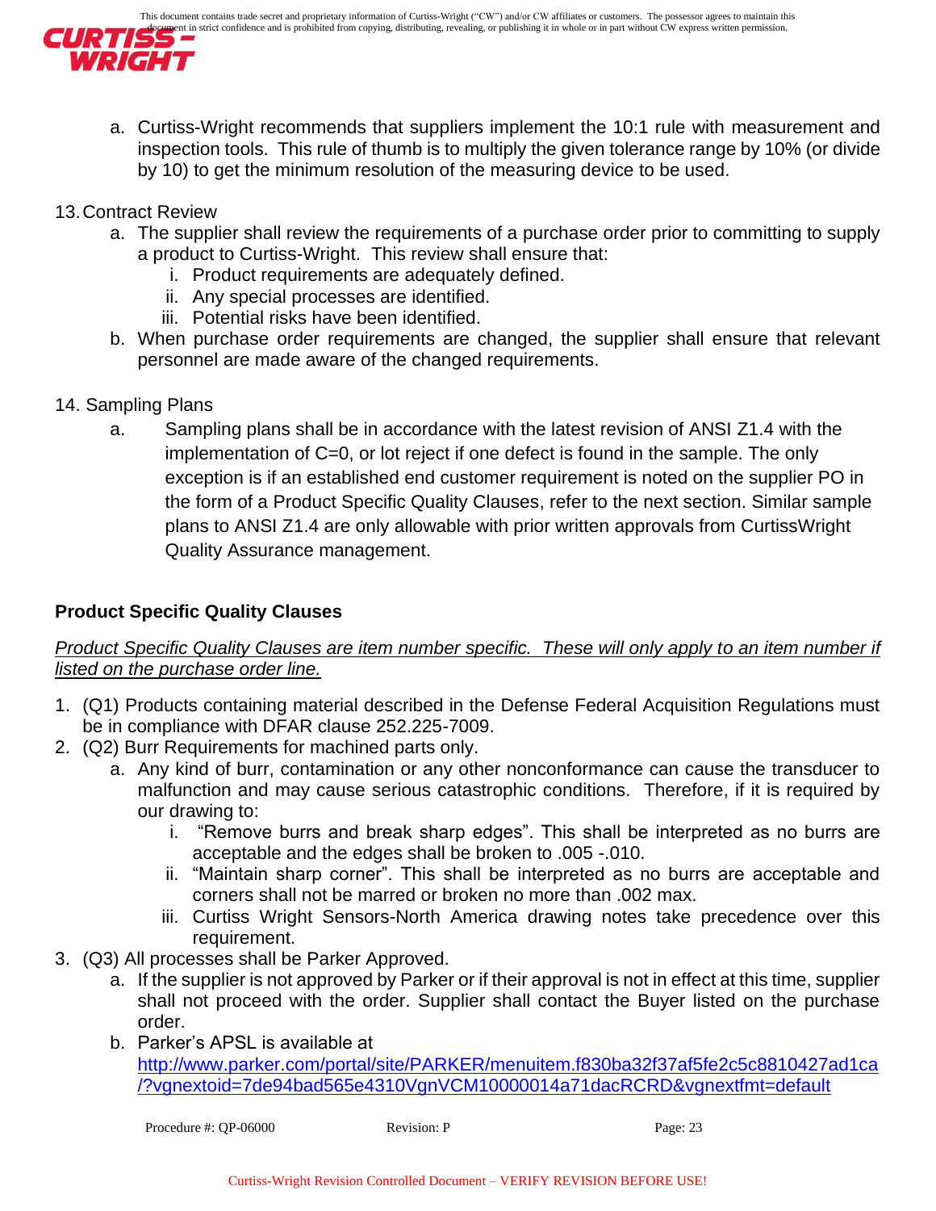a. Curtiss-Wright recommends that suppliers implement the 10:1 rule with measurement and inspection tools. This rule of thumb is to multiply the given tolerance range by 10% (or divide by 10) to get the minimum resolution of the measuring device to be used.

13. Contract Review
    a. The supplier shall review the requirements of a purchase order prior to committing to supply a product to Curtiss-Wright. This review shall ensure that:
        i. Product requirements are adequately defined.
        ii. Any special processes are identified.
        iii. Potential risks have been identified.
    b. When purchase order requirements are changed, the supplier shall ensure that relevant personnel are made aware of the changed requirements.

14. Sampling Plans
    a. Sampling plans shall be in accordance with the latest revision of ANSI Z1.4 with the implementation of C=0, or lot reject if one defect is found in the sample. The only exception is if an established end customer requirement is noted on the supplier PO in the form of a Product Specific Quality Clauses, refer to the next section. Similar sample plans to ANSI Z1.4 are only allowable with prior written approvals from CurtissWright Quality Assurance management.

**Product Specific Quality Clauses**

*Product Specific Quality Clauses are item number specific. These will only apply to an item number if listed on the purchase order line.*

1. (Q1) Products containing material described in the Defense Federal Acquisition Regulations must be in compliance with DFAR clause 252.225-7009.
2. (Q2) Burr Requirements for machined parts only.
    a. Any kind of burr, contamination or any other nonconformance can cause the transducer to malfunction and may cause serious catastrophic conditions. Therefore, if it is required by our drawing to:
        i. "Remove burrs and break sharp edges". This shall be interpreted as no burrs are acceptable and the edges shall be broken to .005 -.010.
        ii. "Maintain sharp corner". This shall be interpreted as no burrs are acceptable and corners shall not be marred or broken no more than .002 max.
        iii. Curtiss Wright Sensors-North America drawing notes take precedence over this requirement.
3. (Q3) All processes shall be Parker Approved.
    a. If the supplier is not approved by Parker or if their approval is not in effect at this time, supplier shall not proceed with the order. Supplier shall contact the Buyer listed on the purchase order.
    b. Parker's APSL is available at http://www.parker.com/portal/site/PARKER/menuitem.f830ba32f37af5fe2c5c8810427ad1ca/?vgnextoid=7de94bad565e4310VgnVCM10000014a71dacRCRD&vgnextfmt=default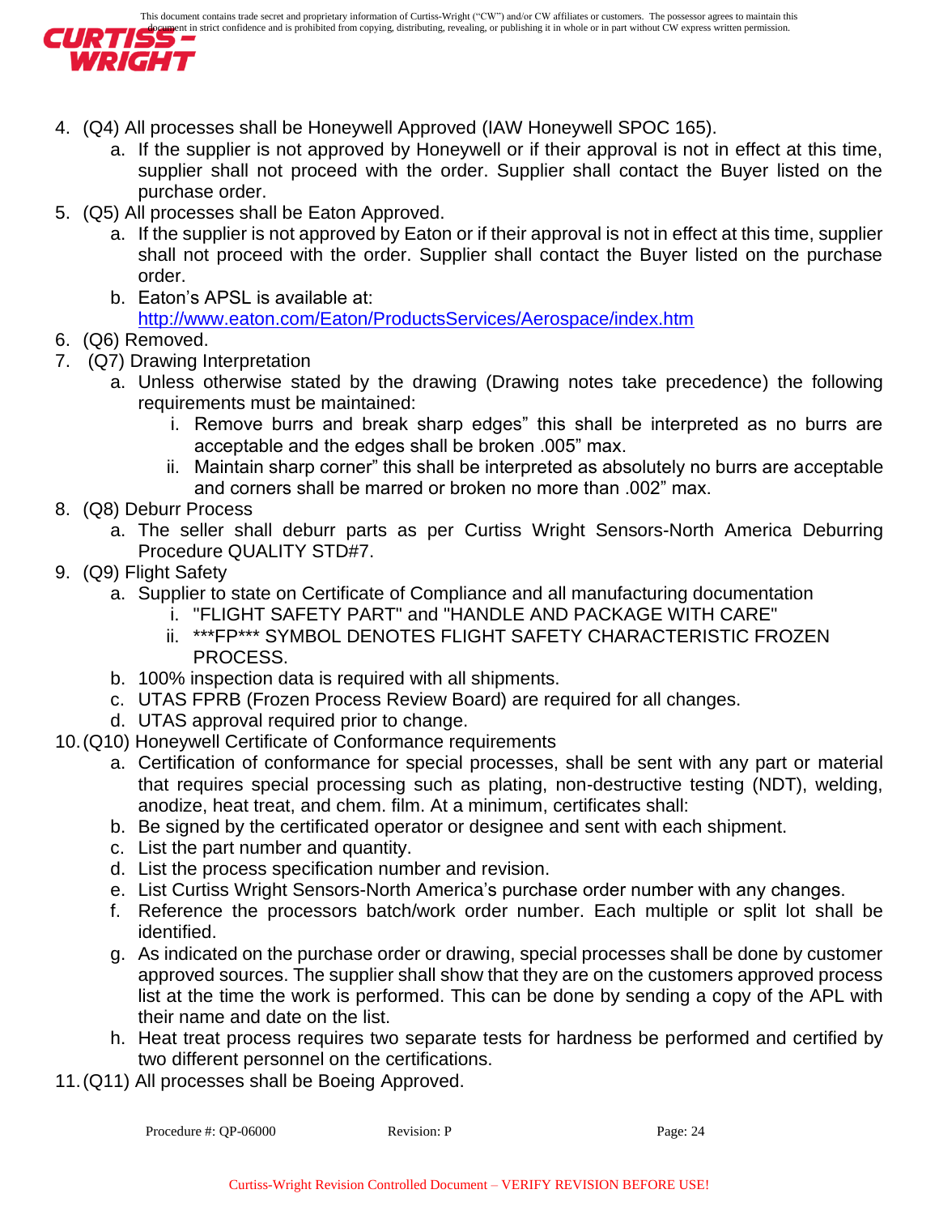4. (Q4) All processes shall be Honeywell Approved (IAW Honeywell SPOC 165).
   a. If the supplier is not approved by Honeywell or if their approval is not in effect at this time, supplier shall not proceed with the order. Supplier shall contact the Buyer listed on the purchase order.
5. (Q5) All processes shall be Eaton Approved.
   a. If the supplier is not approved by Eaton or if their approval is not in effect at this time, supplier shall not proceed with the order. Supplier shall contact the Buyer listed on the purchase order.
   b. Eaton's APSL is available at: http://www.eaton.com/Eaton/ProductsServices/Aerospace/index.htm
6. (Q6) Removed.
7. (Q7) Drawing Interpretation
   a. Unless otherwise stated by the drawing (Drawing notes take precedence) the following requirements must be maintained:
      i. Remove burrs and break sharp edges" this shall be interpreted as no burrs are acceptable and the edges shall be broken .005" max.
      ii. Maintain sharp corner" this shall be interpreted as absolutely no burrs are acceptable and corners shall be marred or broken no more than .002" max.
8. (Q8) Deburr Process
   a. The seller shall deburr parts as per Curtiss Wright Sensors-North America Deburring Procedure QUALITY STD#7.
9. (Q9) Flight Safety
   a. Supplier to state on Certificate of Compliance and all manufacturing documentation
      i. "FLIGHT SAFETY PART" and "HANDLE AND PACKAGE WITH CARE"
      ii. ***FP*** SYMBOL DENOTES FLIGHT SAFETY CHARACTERISTIC FROZEN PROCESS.
   b. 100% inspection data is required with all shipments.
   c. UTAS FPRB (Frozen Process Review Board) are required for all changes.
   d. UTAS approval required prior to change.
10. (Q10) Honeywell Certificate of Conformance requirements
    a. Certification of conformance for special processes, shall be sent with any part or material that requires special processing such as plating, non-destructive testing (NDT), welding, anodize, heat treat, and chem. film. At a minimum, certificates shall:
    b. Be signed by the certificated operator or designee and sent with each shipment.
    c. List the part number and quantity.
    d. List the process specification number and revision.
    e. List Curtiss Wright Sensors-North America's purchase order number with any changes.
    f. Reference the processors batch/work order number. Each multiple or split lot shall be identified.
    g. As indicated on the purchase order or drawing, special processes shall be done by customer approved sources. The supplier shall show that they are on the customers approved process list at the time the work is performed. This can be done by sending a copy of the APL with their name and date on the list.
    h. Heat treat process requires two separate tests for hardness be performed and certified by two different personnel on the certifications.
11. (Q11) All processes shall be Boeing Approved.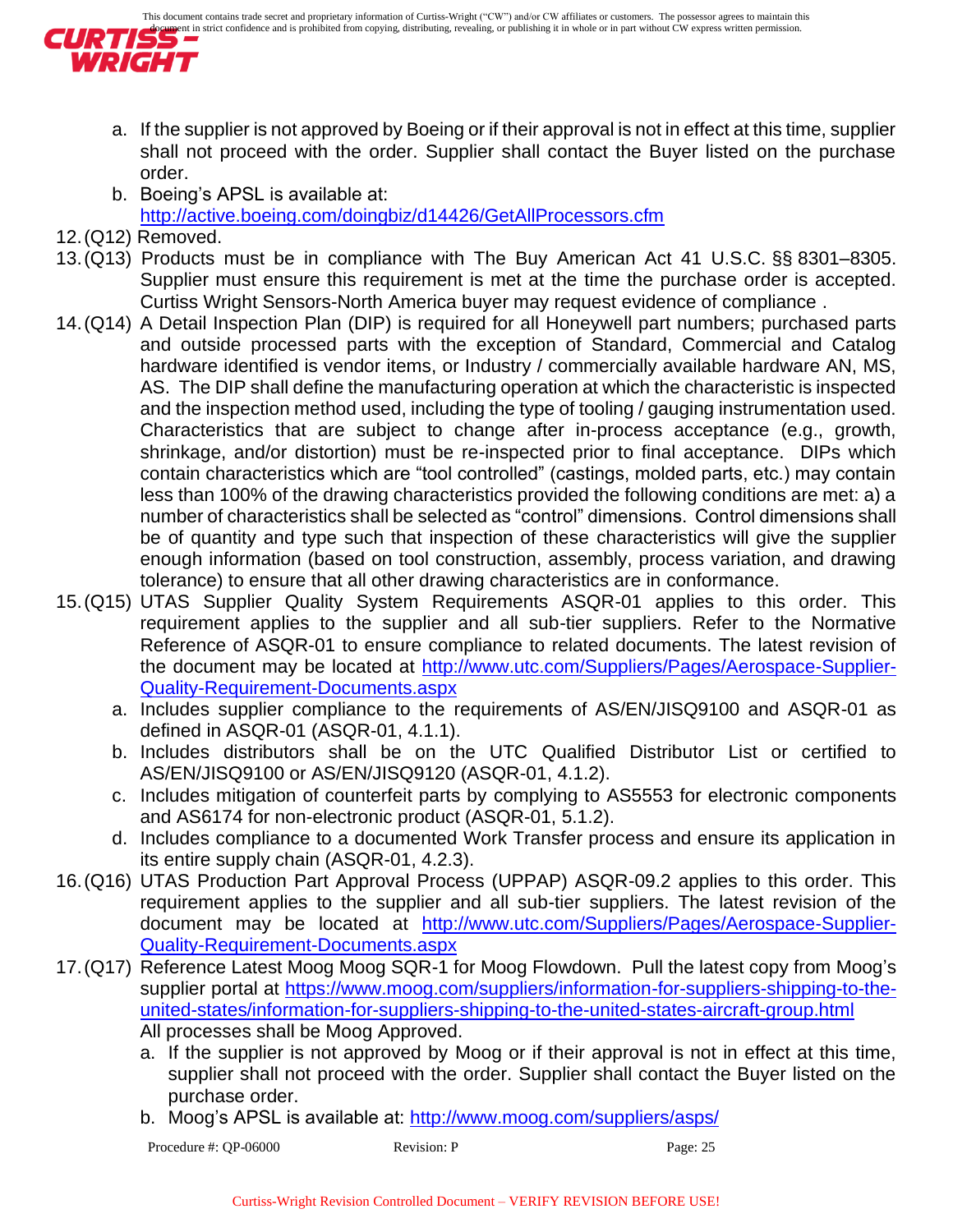a. If the supplier is not approved by Boeing or if their approval is not in effect at this time, supplier shall not proceed with the order. Supplier shall contact the Buyer listed on the purchase order.
   b. Boeing's APSL is available at: http://active.boeing.com/doingbiz/d14426/GetAllProcessors.cfm

12. (Q12) Removed.
13. (Q13) Products must be in compliance with The Buy American Act 41 U.S.C. §§ 8301–8305. Supplier must ensure this requirement is met at the time the purchase order is accepted. Curtiss Wright Sensors-North America buyer may request evidence of compliance .
14. (Q14) A Detail Inspection Plan (DIP) is required for all Honeywell part numbers; purchased parts and outside processed parts with the exception of Standard, Commercial and Catalog hardware identified is vendor items, or Industry / commercially available hardware AN, MS, AS. The DIP shall define the manufacturing operation at which the characteristic is inspected and the inspection method used, including the type of tooling / gauging instrumentation used. Characteristics that are subject to change after in-process acceptance (e.g., growth, shrinkage, and/or distortion) must be re-inspected prior to final acceptance. DIPs which contain characteristics which are "tool controlled" (castings, molded parts, etc.) may contain less than 100% of the drawing characteristics provided the following conditions are met: a) a number of characteristics shall be selected as "control" dimensions. Control dimensions shall be of quantity and type such that inspection of these characteristics will give the supplier enough information (based on tool construction, assembly, process variation, and drawing tolerance) to ensure that all other drawing characteristics are in conformance.
15. (Q15) UTAS Supplier Quality System Requirements ASQR-01 applies to this order. This requirement applies to the supplier and all sub-tier suppliers. Refer to the Normative Reference of ASQR-01 to ensure compliance to related documents. The latest revision of the document may be located at http://www.utc.com/Suppliers/Pages/Aerospace-Supplier-Quality-Requirement-Documents.aspx
   a. Includes supplier compliance to the requirements of AS/EN/JISQ9100 and ASQR-01 as defined in ASQR-01 (ASQR-01, 4.1.1).
   b. Includes distributors shall be on the UTC Qualified Distributor List or certified to AS/EN/JISQ9100 or AS/EN/JISQ9120 (ASQR-01, 4.1.2).
   c. Includes mitigation of counterfeit parts by complying to AS5553 for electronic components and AS6174 for non-electronic product (ASQR-01, 5.1.2).
   d. Includes compliance to a documented Work Transfer process and ensure its application in its entire supply chain (ASQR-01, 4.2.3).
16. (Q16) UTAS Production Part Approval Process (UPPAP) ASQR-09.2 applies to this order. This requirement applies to the supplier and all sub-tier suppliers. The latest revision of the document may be located at http://www.utc.com/Suppliers/Pages/Aerospace-Supplier-Quality-Requirement-Documents.aspx
17. (Q17) Reference Latest Moog Moog SQR-1 for Moog Flowdown. Pull the latest copy from Moog's supplier portal at https://www.moog.com/suppliers/information-for-suppliers-shipping-to-the-united-states/information-for-suppliers-shipping-to-the-united-states-aircraft-group.html
   All processes shall be Moog Approved.
   a. If the supplier is not approved by Moog or if their approval is not in effect at this time, supplier shall not proceed with the order. Supplier shall contact the Buyer listed on the purchase order.
   b. Moog's APSL is available at: http://www.moog.com/suppliers/asps/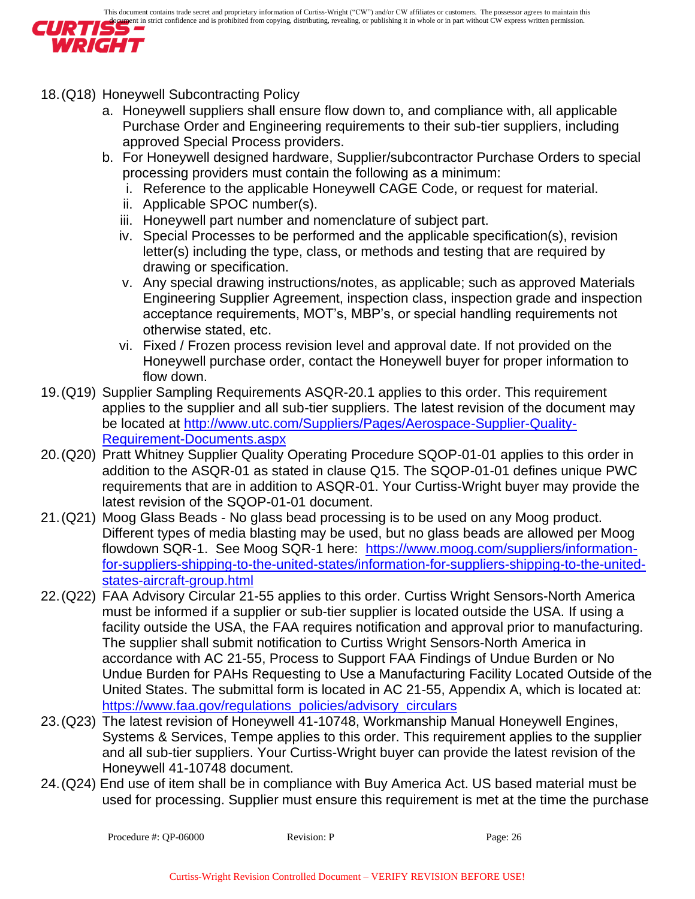18. (Q18) Honeywell Subcontracting Policy
    a. Honeywell suppliers shall ensure flow down to, and compliance with, all applicable Purchase Order and Engineering requirements to their sub-tier suppliers, including approved Special Process providers.
    b. For Honeywell designed hardware, Supplier/subcontractor Purchase Orders to special processing providers must contain the following as a minimum:
        i. Reference to the applicable Honeywell CAGE Code, or request for material.
        ii. Applicable SPOC number(s).
        iii. Honeywell part number and nomenclature of subject part.
        iv. Special Processes to be performed and the applicable specification(s), revision letter(s) including the type, class, or methods and testing that are required by drawing or specification.
        v. Any special drawing instructions/notes, as applicable; such as approved Materials Engineering Supplier Agreement, inspection class, inspection grade and inspection acceptance requirements, MOT's, MBP's, or special handling requirements not otherwise stated, etc.
        vi. Fixed / Frozen process revision level and approval date. If not provided on the Honeywell purchase order, contact the Honeywell buyer for proper information to flow down.
19. (Q19) Supplier Sampling Requirements ASQR-20.1 applies to this order. This requirement applies to the supplier and all sub-tier suppliers. The latest revision of the document may be located at http://www.utc.com/Suppliers/Pages/Aerospace-Supplier-Quality-Requirement-Documents.aspx
20. (Q20) Pratt Whitney Supplier Quality Operating Procedure SQOP-01-01 applies to this order in addition to the ASQR-01 as stated in clause Q15. The SQOP-01-01 defines unique PWC requirements that are in addition to ASQR-01. Your Curtiss-Wright buyer may provide the latest revision of the SQOP-01-01 document.
21. (Q21) Moog Glass Beads - No glass bead processing is to be used on any Moog product. Different types of media blasting may be used, but no glass beads are allowed per Moog flowdown SQR-1. See Moog SQR-1 here: https://www.moog.com/suppliers/information-for-suppliers-shipping-to-the-united-states/information-for-suppliers-shipping-to-the-united-states-aircraft-group.html
22. (Q22) FAA Advisory Circular 21-55 applies to this order. Curtiss Wright Sensors-North America must be informed if a supplier or sub-tier supplier is located outside the USA. If using a facility outside the USA, the FAA requires notification and approval prior to manufacturing. The supplier shall submit notification to Curtiss Wright Sensors-North America in accordance with AC 21-55, Process to Support FAA Findings of Undue Burden or No Undue Burden for PAHs Requesting to Use a Manufacturing Facility Located Outside of the United States. The submittal form is located in AC 21-55, Appendix A, which is located at: https://www.faa.gov/regulations_policies/advisory_circulars
23. (Q23) The latest revision of Honeywell 41-10748, Workmanship Manual Honeywell Engines, Systems & Services, Tempe applies to this order. This requirement applies to the supplier and all sub-tier suppliers. Your Curtiss-Wright buyer can provide the latest revision of the Honeywell 41-10748 document.
24. (Q24) End use of item shall be in compliance with Buy America Act. US based material must be used for processing. Supplier must ensure this requirement is met at the time the purchase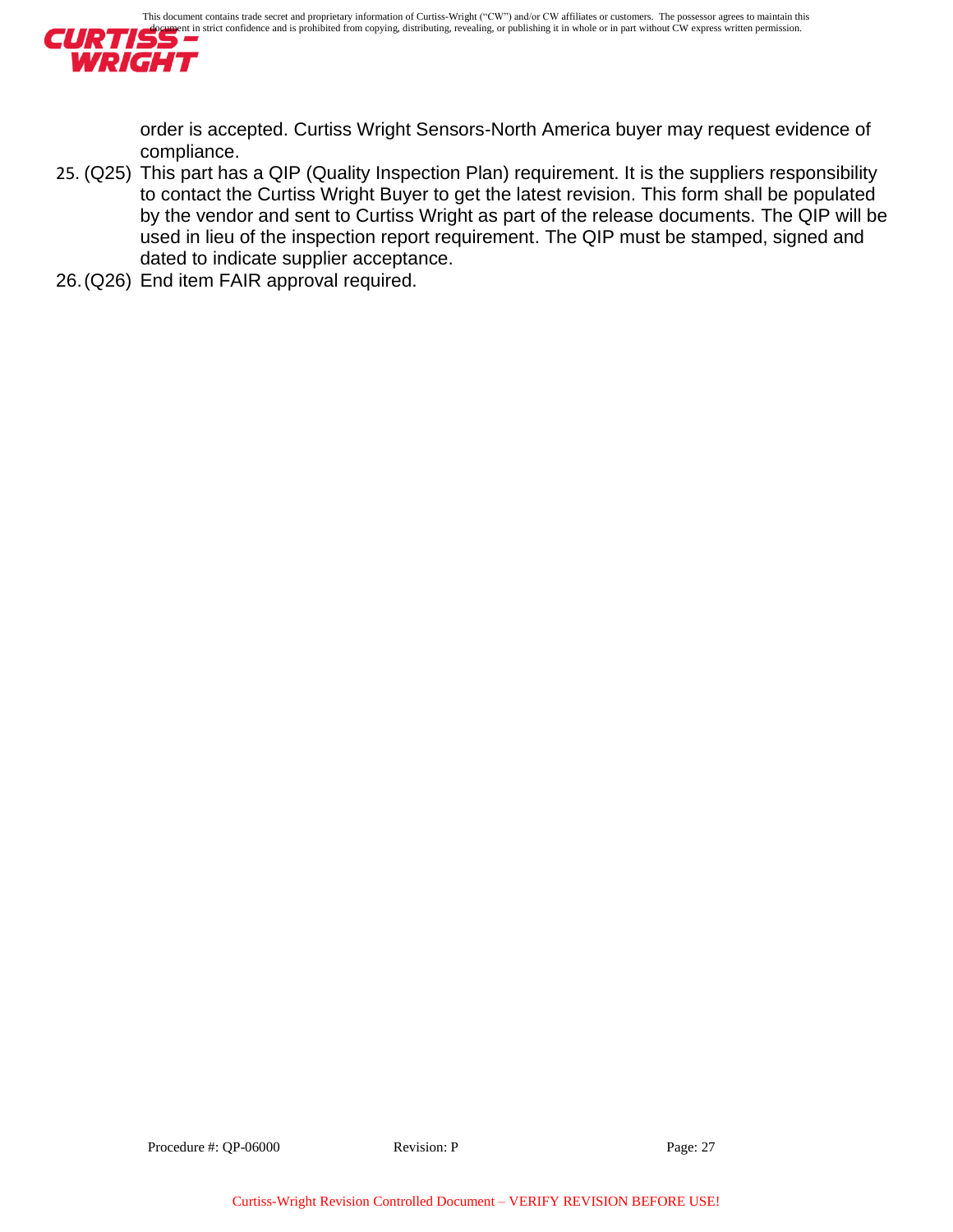order is accepted. Curtiss Wright Sensors-North America buyer may request evidence of compliance.

25. (Q25) This part has a QIP (Quality Inspection Plan) requirement. It is the suppliers responsibility to contact the Curtiss Wright Buyer to get the latest revision. This form shall be populated by the vendor and sent to Curtiss Wright as part of the release documents. The QIP will be used in lieu of the inspection report requirement. The QIP must be stamped, signed and dated to indicate supplier acceptance.
26. (Q26) End item FAIR approval required.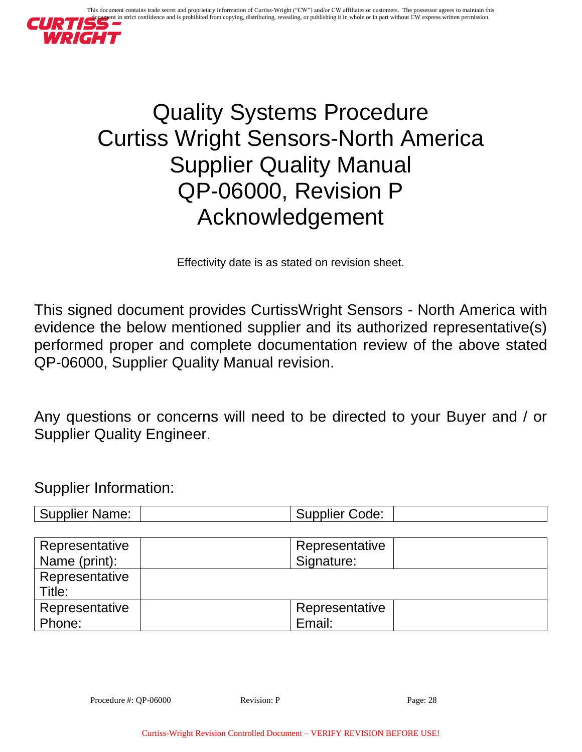# Quality Systems Procedure
# Curtiss Wright Sensors-North America
# Supplier Quality Manual
# QP-06000, Revision P
# Acknowledgement

Effectivity date is as stated on revision sheet.

This signed document provides CurtissWright Sensors - North America with evidence the below mentioned supplier and its authorized representative(s) performed proper and complete documentation review of the above stated QP-06000, Supplier Quality Manual revision.

Any questions or concerns will need to be directed to your Buyer and / or Supplier Quality Engineer.

Supplier Information:

| Supplier Name: | | Supplier Code: | |
|---|---|---|---|

| Representative Name (print): | | Representative Signature: | |
|---|---|---|---|
| Representative Title: | | | |
| Representative Phone: | | Representative Email: | |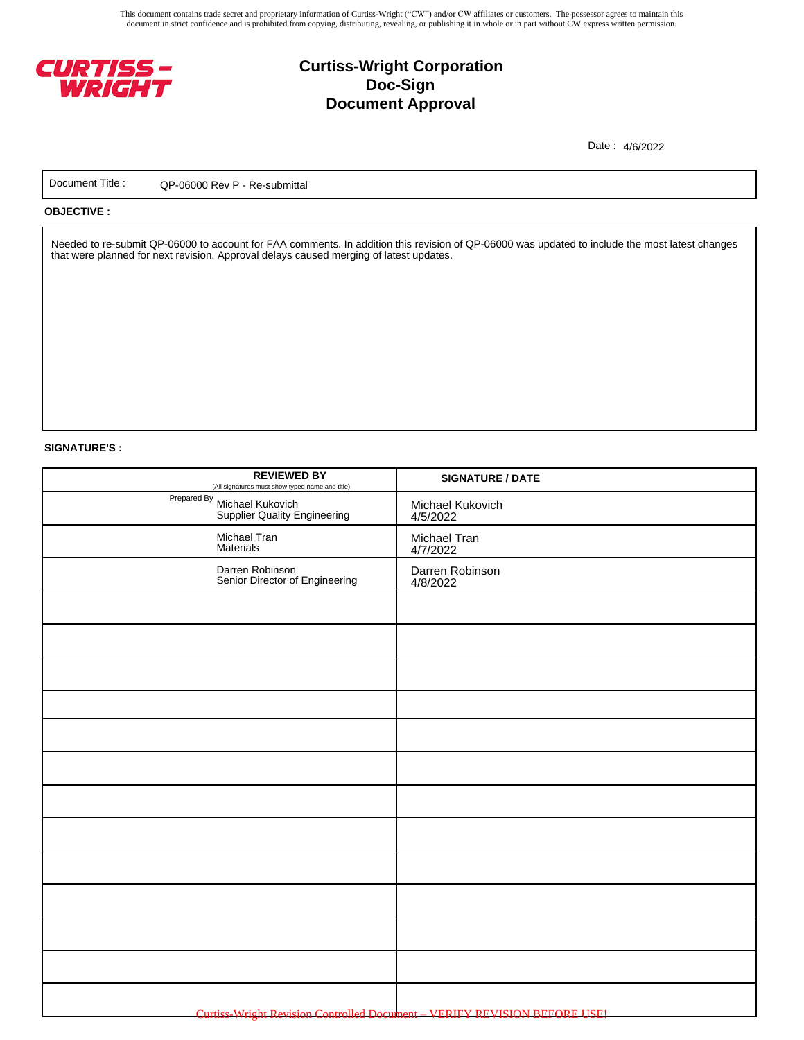This document contains trade secret and proprietary information of Curtiss-Wright ("CW") and/or CW affiliates or customers. The possessor agrees to maintain this document in strict confidence and is prohibited from copying, distributing, revealing, or publishing it in whole or in part without CW express written permission.

# Curtiss-Wright Corporation
## Doc-Sign
## Document Approval

Date : 4/6/2022

| Document Title : | QP-06000 Rev P - Re-submittal |
|---|---|

**OBJECTIVE :**

Needed to re-submit QP-06000 to account for FAA comments. In addition this revision of QP-06000 was updated to include the most latest changes that were planned for next revision. Approval delays caused merging of latest updates.

**SIGNATURE'S :**

| REVIEWED BY (All signatures must show typed name and title) | SIGNATURE / DATE |
|---|---|
| Prepared By Michael Kukovich Supplier Quality Engineering | Michael Kukovich 4/5/2022 |
| Michael Tran Materials | Michael Tran 4/7/2022 |
| Darren Robinson Senior Director of Engineering | Darren Robinson 4/8/2022 |
| | |
| | |
| | |
| | |
| | |
| | |
| | |
| | |
| | |
| | |
| | |
| | |

Curtiss-Wright Revision Controlled Document – VERIFY REVISION BEFORE USE!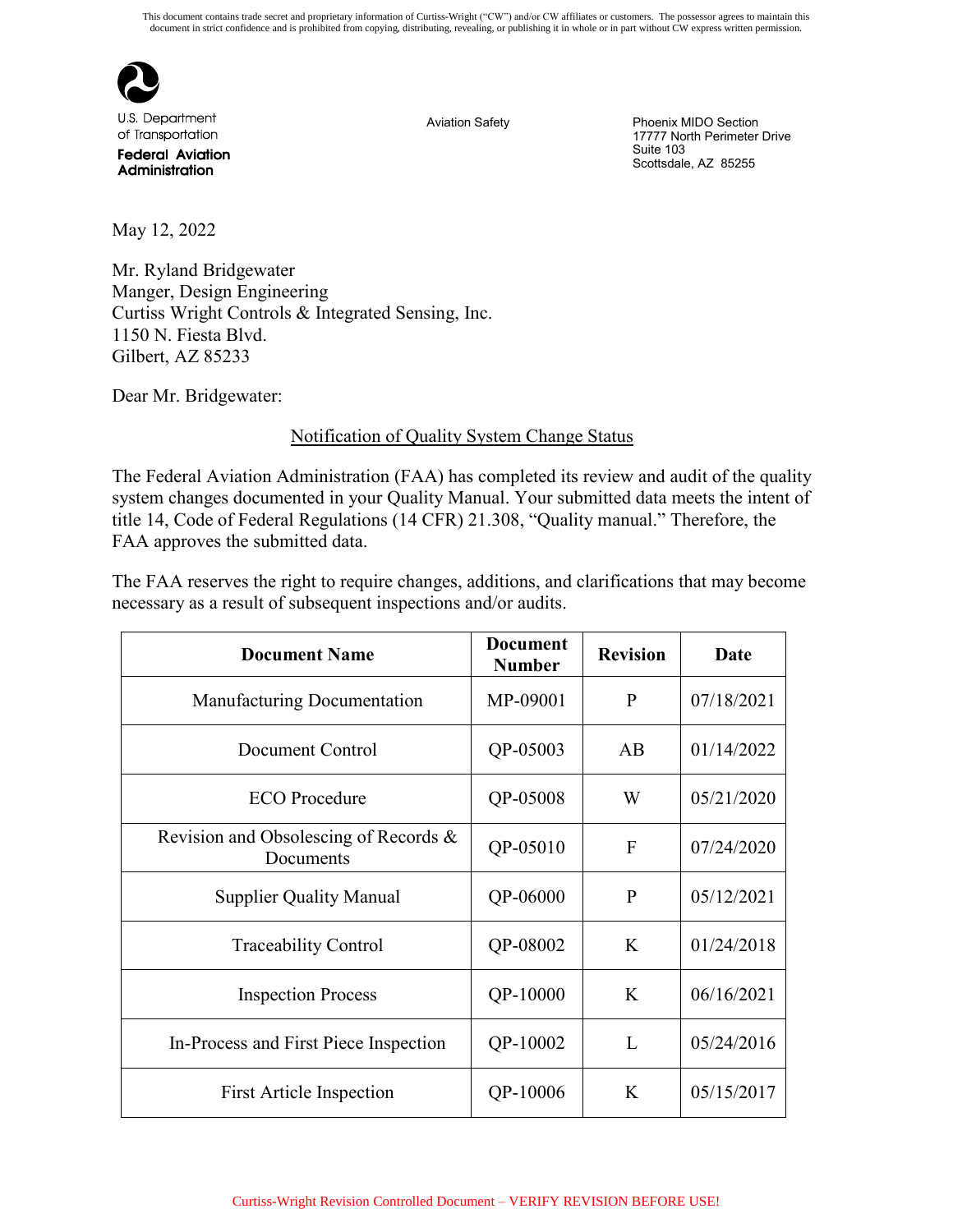U.S. Department of Transportation
**Federal Aviation Administration**

Aviation Safety

Phoenix MIDO Section
17777 North Perimeter Drive
Suite 103
Scottsdale, AZ 85255

May 12, 2022

Mr. Ryland Bridgewater
Manger, Design Engineering
Curtiss Wright Controls & Integrated Sensing, Inc.
1150 N. Fiesta Blvd.
Gilbert, AZ 85233

Dear Mr. Bridgewater:

Notification of Quality System Change Status

The Federal Aviation Administration (FAA) has completed its review and audit of the quality system changes documented in your Quality Manual. Your submitted data meets the intent of title 14, Code of Federal Regulations (14 CFR) 21.308, "Quality manual." Therefore, the FAA approves the submitted data.

The FAA reserves the right to require changes, additions, and clarifications that may become necessary as a result of subsequent inspections and/or audits.

| Document Name | Document Number | Revision | Date |
|---|---|---|---|
| Manufacturing Documentation | MP-09001 | P | 07/18/2021 |
| Document Control | QP-05003 | AB | 01/14/2022 |
| ECO Procedure | QP-05008 | W | 05/21/2020 |
| Revision and Obsolescing of Records & Documents | QP-05010 | F | 07/24/2020 |
| Supplier Quality Manual | QP-06000 | P | 05/12/2021 |
| Traceability Control | QP-08002 | K | 01/24/2018 |
| Inspection Process | QP-10000 | K | 06/16/2021 |
| In-Process and First Piece Inspection | QP-10002 | L | 05/24/2016 |
| First Article Inspection | QP-10006 | K | 05/15/2017 |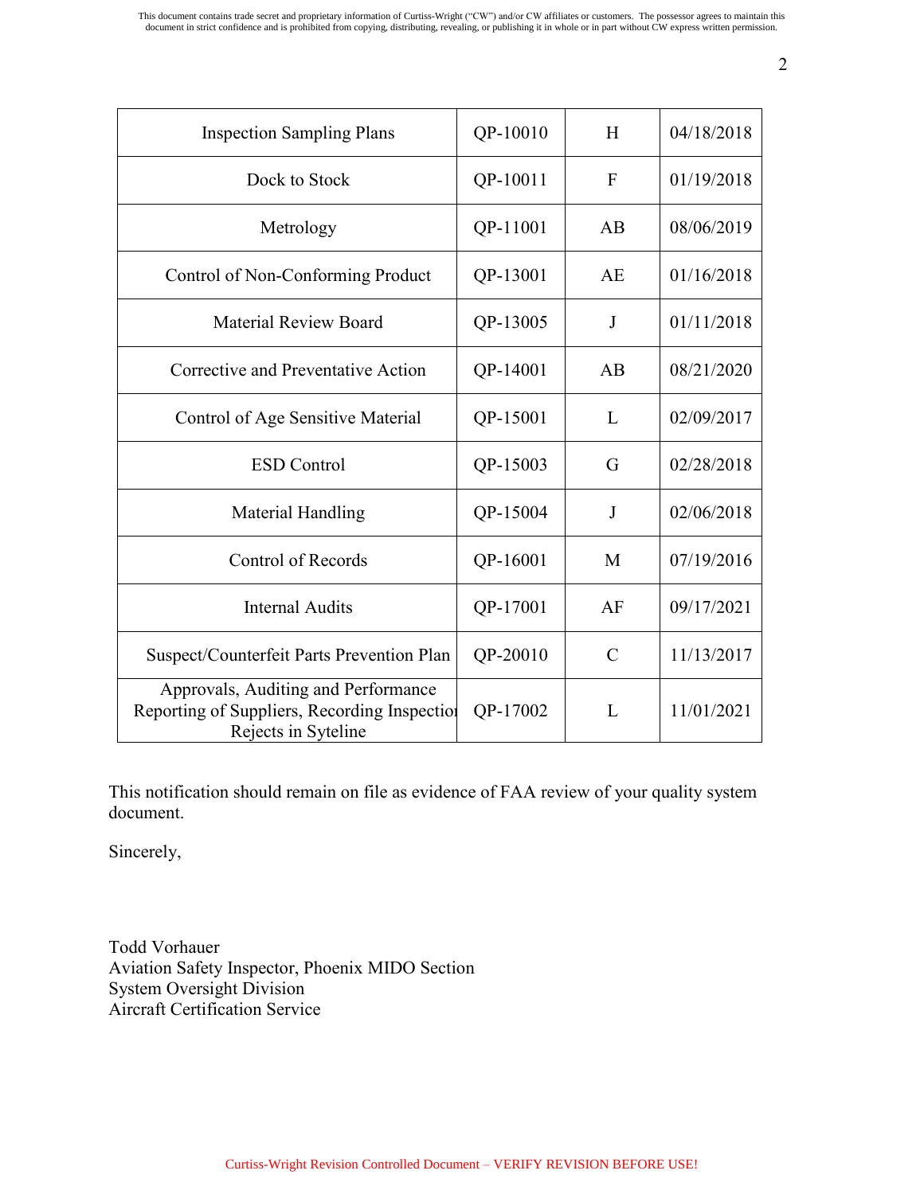| | | | |
|---|---|---|---|
| Inspection Sampling Plans | QP-10010 | H | 04/18/2018 |
| Dock to Stock | QP-10011 | F | 01/19/2018 |
| Metrology | QP-11001 | AB | 08/06/2019 |
| Control of Non-Conforming Product | QP-13001 | AE | 01/16/2018 |
| Material Review Board | QP-13005 | J | 01/11/2018 |
| Corrective and Preventative Action | QP-14001 | AB | 08/21/2020 |
| Control of Age Sensitive Material | QP-15001 | L | 02/09/2017 |
| ESD Control | QP-15003 | G | 02/28/2018 |
| Material Handling | QP-15004 | J | 02/06/2018 |
| Control of Records | QP-16001 | M | 07/19/2016 |
| Internal Audits | QP-17001 | AF | 09/17/2021 |
| Suspect/Counterfeit Parts Prevention Plan | QP-20010 | C | 11/13/2017 |
| Approvals, Auditing and Performance Reporting of Suppliers, Recording Inspection Rejects in Syteline | QP-17002 | L | 11/01/2021 |

This notification should remain on file as evidence of FAA review of your quality system document.

Sincerely,

Todd Vorhauer
Aviation Safety Inspector, Phoenix MIDO Section
System Oversight Division
Aircraft Certification Service